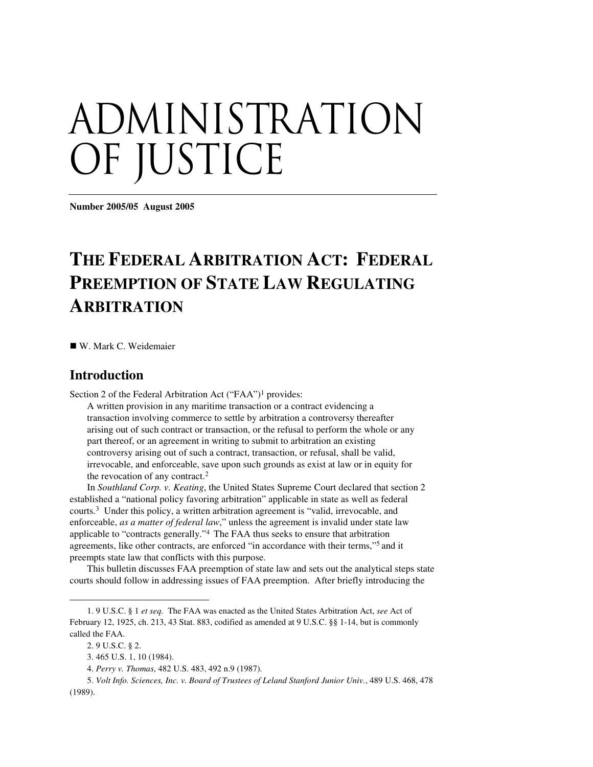# ADMINISTRATION OF JUSTICE

**Number 2005/05 August 2005**

## THE FEDERAL ARBITRATION ACT: FEDERAL PREEMPTION OF STATE LAW REGULATING ARBITRATION

■ W. Mark C. Weidemaier

### Introduction

Section 2 of the Federal Arbitration Act ("FAA")[1] provides:

> A written provision in any maritime transaction or a contract evidencing a transaction involving commerce to settle by arbitration a controversy thereafter arising out of such contract or transaction, or the refusal to perform the whole or any part thereof, or an agreement in writing to submit to arbitration an existing controversy arising out of such a contract, transaction, or refusal, shall be valid, irrevocable, and enforceable, save upon such grounds as exist at law or in equity for the revocation of any contract.[2]

In *Southland Corp. v. Keating*, the United States Supreme Court declared that section 2 established a "national policy favoring arbitration" applicable in state as well as federal courts.[3] Under this policy, a written arbitration agreement is "valid, irrevocable, and enforceable, *as a matter of federal law*," unless the agreement is invalid under state law applicable to "contracts generally."[4] The FAA thus seeks to ensure that arbitration agreements, like other contracts, are enforced "in accordance with their terms,"[5] and it preempts state law that conflicts with this purpose.

This bulletin discusses FAA preemption of state law and sets out the analytical steps state courts should follow in addressing issues of FAA preemption. After briefly introducing the

---

1. 9 U.S.C. § 1 *et seq.* The FAA was enacted as the United States Arbitration Act, *see* Act of February 12, 1925, ch. 213, 43 Stat. 883, codified as amended at 9 U.S.C. §§ 1-14, but is commonly called the FAA.

2. 9 U.S.C. § 2.

3. 465 U.S. 1, 10 (1984).

4. *Perry v. Thomas*, 482 U.S. 483, 492 n.9 (1987).

5. *Volt Info. Sciences, Inc. v. Board of Trustees of Leland Stanford Junior Univ.*, 489 U.S. 468, 478 (1989).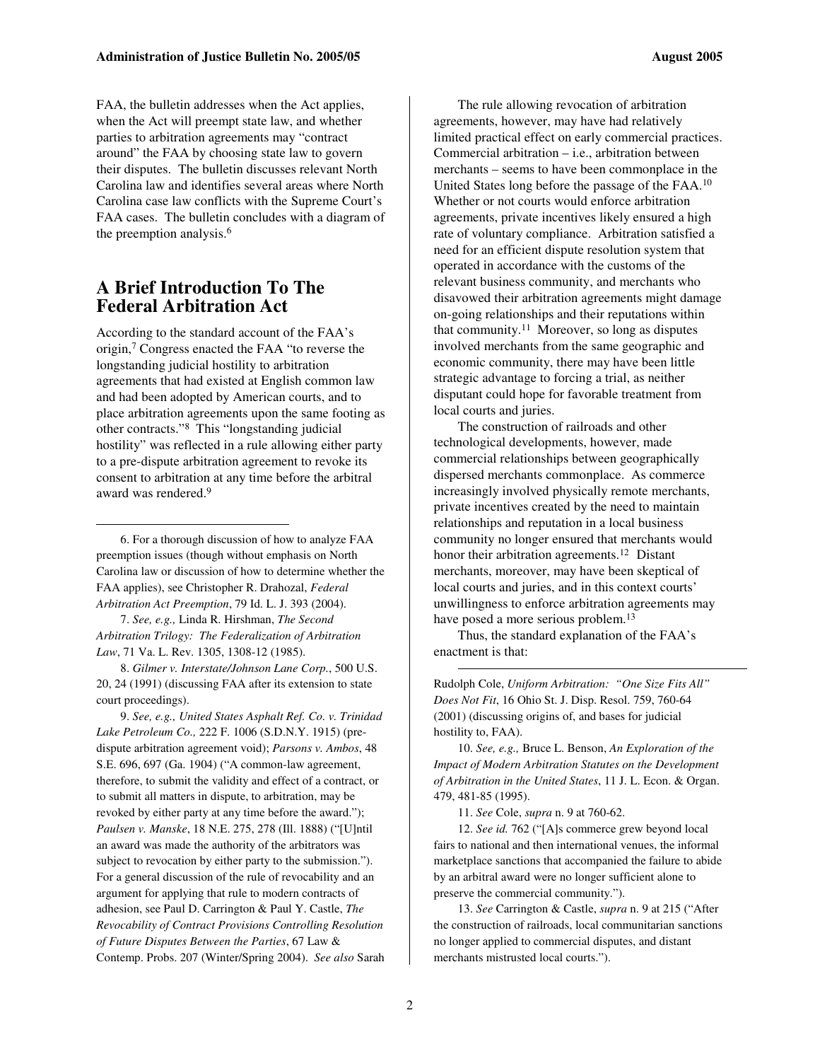FAA, the bulletin addresses when the Act applies, when the Act will preempt state law, and whether parties to arbitration agreements may "contract around" the FAA by choosing state law to govern their disputes. The bulletin discusses relevant North Carolina law and identifies several areas where North Carolina case law conflicts with the Supreme Court's FAA cases. The bulletin concludes with a diagram of the preemption analysis.[6]

## A Brief Introduction To The Federal Arbitration Act

According to the standard account of the FAA's origin,[7] Congress enacted the FAA "to reverse the longstanding judicial hostility to arbitration agreements that had existed at English common law and had been adopted by American courts, and to place arbitration agreements upon the same footing as other contracts."[8] This "longstanding judicial hostility" was reflected in a rule allowing either party to a pre-dispute arbitration agreement to revoke its consent to arbitration at any time before the arbitral award was rendered.[9]

The rule allowing revocation of arbitration agreements, however, may have had relatively limited practical effect on early commercial practices. Commercial arbitration – i.e., arbitration between merchants – seems to have been commonplace in the United States long before the passage of the FAA.[10] Whether or not courts would enforce arbitration agreements, private incentives likely ensured a high rate of voluntary compliance. Arbitration satisfied a need for an efficient dispute resolution system that operated in accordance with the customs of the relevant business community, and merchants who disavowed their arbitration agreements might damage on-going relationships and their reputations within that community.[11] Moreover, so long as disputes involved merchants from the same geographic and economic community, there may have been little strategic advantage to forcing a trial, as neither disputant could hope for favorable treatment from local courts and juries.

The construction of railroads and other technological developments, however, made commercial relationships between geographically dispersed merchants commonplace. As commerce increasingly involved physically remote merchants, private incentives created by the need to maintain relationships and reputation in a local business community no longer ensured that merchants would honor their arbitration agreements.[12] Distant merchants, moreover, may have been skeptical of local courts and juries, and in this context courts' unwillingness to enforce arbitration agreements may have posed a more serious problem.[13]

Thus, the standard explanation of the FAA's enactment is that:

---

6. For a thorough discussion of how to analyze FAA preemption issues (though without emphasis on North Carolina law or discussion of how to determine whether the FAA applies), see Christopher R. Drahozal, *Federal Arbitration Act Preemption*, 79 Id. L. J. 393 (2004).

7. *See, e.g.,* Linda R. Hirshman, *The Second Arbitration Trilogy: The Federalization of Arbitration Law*, 71 Va. L. Rev. 1305, 1308-12 (1985).

8. *Gilmer v. Interstate/Johnson Lane Corp.*, 500 U.S. 20, 24 (1991) (discussing FAA after its extension to state court proceedings).

9. *See, e.g., United States Asphalt Ref. Co. v. Trinidad Lake Petroleum Co.,* 222 F. 1006 (S.D.N.Y. 1915) (pre-dispute arbitration agreement void); *Parsons v. Ambos*, 48 S.E. 696, 697 (Ga. 1904) ("A common-law agreement, therefore, to submit the validity and effect of a contract, or to submit all matters in dispute, to arbitration, may be revoked by either party at any time before the award."); *Paulsen v. Manske*, 18 N.E. 275, 278 (Ill. 1888) ("[U]ntil an award was made the authority of the arbitrators was subject to revocation by either party to the submission."). For a general discussion of the rule of revocability and an argument for applying that rule to modern contracts of adhesion, see Paul D. Carrington & Paul Y. Castle, *The Revocability of Contract Provisions Controlling Resolution of Future Disputes Between the Parties*, 67 Law & Contemp. Probs. 207 (Winter/Spring 2004). *See also* Sarah Rudolph Cole, *Uniform Arbitration: "One Size Fits All" Does Not Fit*, 16 Ohio St. J. Disp. Resol. 759, 760-64 (2001) (discussing origins of, and bases for judicial hostility to, FAA).

10. *See, e.g.,* Bruce L. Benson, *An Exploration of the Impact of Modern Arbitration Statutes on the Development of Arbitration in the United States*, 11 J. L. Econ. & Organ. 479, 481-85 (1995).

11. *See* Cole, *supra* n. 9 at 760-62.

12. *See id.* 762 ("[A]s commerce grew beyond local fairs to national and then international venues, the informal marketplace sanctions that accompanied the failure to abide by an arbitral award were no longer sufficient alone to preserve the commercial community.").

13. *See* Carrington & Castle, *supra* n. 9 at 215 ("After the construction of railroads, local communitarian sanctions no longer applied to commercial disputes, and distant merchants mistrusted local courts.").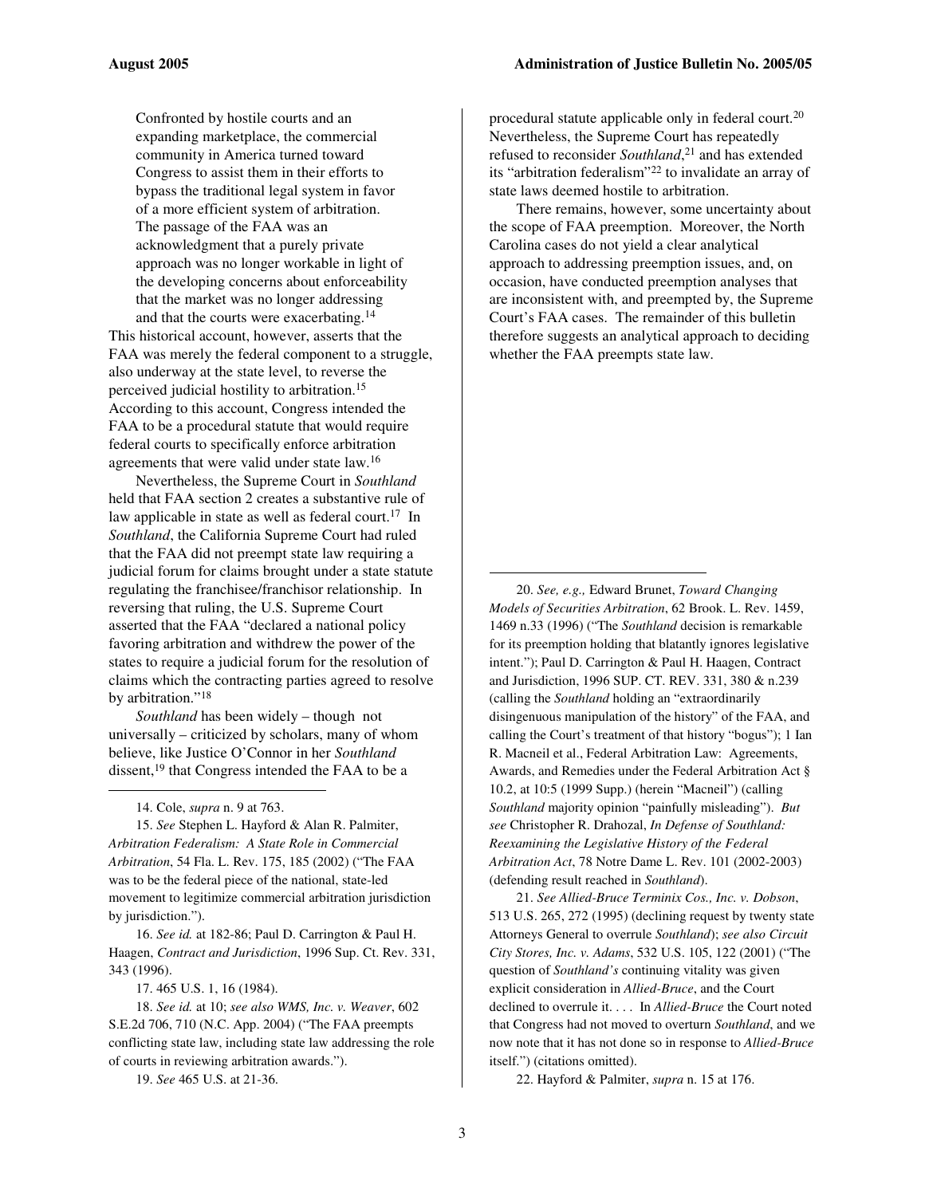> Confronted by hostile courts and an expanding marketplace, the commercial community in America turned toward Congress to assist them in their efforts to bypass the traditional legal system in favor of a more efficient system of arbitration. The passage of the FAA was an acknowledgment that a purely private approach was no longer workable in light of the developing concerns about enforceability that the market was no longer addressing and that the courts were exacerbating.[14]

This historical account, however, asserts that the FAA was merely the federal component to a struggle, also underway at the state level, to reverse the perceived judicial hostility to arbitration.[15] According to this account, Congress intended the FAA to be a procedural statute that would require federal courts to specifically enforce arbitration agreements that were valid under state law.[16]

Nevertheless, the Supreme Court in *Southland* held that FAA section 2 creates a substantive rule of law applicable in state as well as federal court.[17] In *Southland*, the California Supreme Court had ruled that the FAA did not preempt state law requiring a judicial forum for claims brought under a state statute regulating the franchisee/franchisor relationship. In reversing that ruling, the U.S. Supreme Court asserted that the FAA "declared a national policy favoring arbitration and withdrew the power of the states to require a judicial forum for the resolution of claims which the contracting parties agreed to resolve by arbitration."[18]

*Southland* has been widely – though not universally – criticized by scholars, many of whom believe, like Justice O'Connor in her *Southland* dissent,[19] that Congress intended the FAA to be a procedural statute applicable only in federal court.[20] Nevertheless, the Supreme Court has repeatedly refused to reconsider *Southland*,[21] and has extended its "arbitration federalism"[22] to invalidate an array of state laws deemed hostile to arbitration.

There remains, however, some uncertainty about the scope of FAA preemption. Moreover, the North Carolina cases do not yield a clear analytical approach to addressing preemption issues, and, on occasion, have conducted preemption analyses that are inconsistent with, and preempted by, the Supreme Court's FAA cases. The remainder of this bulletin therefore suggests an analytical approach to deciding whether the FAA preempts state law.

---

14. Cole, *supra* n. 9 at 763.

15. *See* Stephen L. Hayford & Alan R. Palmiter, *Arbitration Federalism: A State Role in Commercial Arbitration*, 54 Fla. L. Rev. 175, 185 (2002) ("The FAA was to be the federal piece of the national, state-led movement to legitimize commercial arbitration jurisdiction by jurisdiction.").

16. *See id.* at 182-86; Paul D. Carrington & Paul H. Haagen, *Contract and Jurisdiction*, 1996 Sup. Ct. Rev. 331, 343 (1996).

17. 465 U.S. 1, 16 (1984).

18. *See id.* at 10; *see also WMS, Inc. v. Weaver*, 602 S.E.2d 706, 710 (N.C. App. 2004) ("The FAA preempts conflicting state law, including state law addressing the role of courts in reviewing arbitration awards.").

19. *See* 465 U.S. at 21-36.

20. *See, e.g.,* Edward Brunet, *Toward Changing Models of Securities Arbitration*, 62 Brook. L. Rev. 1459, 1469 n.33 (1996) ("The *Southland* decision is remarkable for its preemption holding that blatantly ignores legislative intent."); Paul D. Carrington & Paul H. Haagen, Contract and Jurisdiction, 1996 SUP. CT. REV. 331, 380 & n.239 (calling the *Southland* holding an "extraordinarily disingenuous manipulation of the history" of the FAA, and calling the Court's treatment of that history "bogus"); 1 Ian R. Macneil et al., Federal Arbitration Law: Agreements, Awards, and Remedies under the Federal Arbitration Act § 10.2, at 10:5 (1999 Supp.) (herein "Macneil") (calling *Southland* majority opinion "painfully misleading"). *But see* Christopher R. Drahozal, *In Defense of Southland: Reexamining the Legislative History of the Federal Arbitration Act*, 78 Notre Dame L. Rev. 101 (2002-2003) (defending result reached in *Southland*).

21. *See Allied-Bruce Terminix Cos., Inc. v. Dobson*, 513 U.S. 265, 272 (1995) (declining request by twenty state Attorneys General to overrule *Southland*); *see also Circuit City Stores, Inc. v. Adams*, 532 U.S. 105, 122 (2001) ("The question of *Southland's* continuing vitality was given explicit consideration in *Allied-Bruce*, and the Court declined to overrule it. . . . In *Allied-Bruce* the Court noted that Congress had not moved to overturn *Southland*, and we now note that it has not done so in response to *Allied-Bruce* itself.") (citations omitted).

22. Hayford & Palmiter, *supra* n. 15 at 176.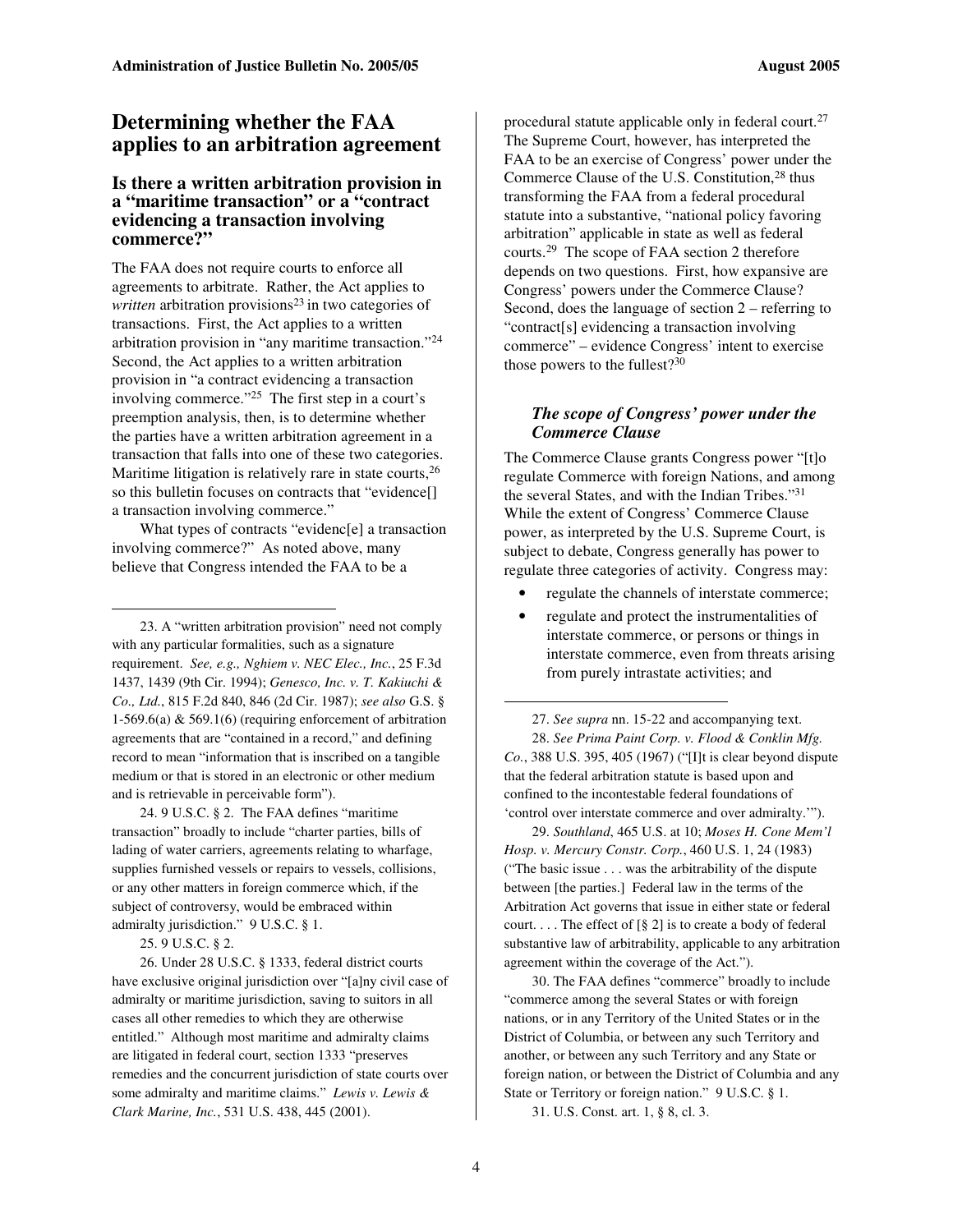## Determining whether the FAA applies to an arbitration agreement

### Is there a written arbitration provision in a "maritime transaction" or a "contract evidencing a transaction involving commerce?"

The FAA does not require courts to enforce all agreements to arbitrate. Rather, the Act applies to *written* arbitration provisions[23] in two categories of transactions. First, the Act applies to a written arbitration provision in "any maritime transaction."[24] Second, the Act applies to a written arbitration provision in "a contract evidencing a transaction involving commerce."[25] The first step in a court's preemption analysis, then, is to determine whether the parties have a written arbitration agreement in a transaction that falls into one of these two categories. Maritime litigation is relatively rare in state courts,[26] so this bulletin focuses on contracts that "evidence[] a transaction involving commerce."

What types of contracts "evidenc[e] a transaction involving commerce?" As noted above, many believe that Congress intended the FAA to be a procedural statute applicable only in federal court.[27] The Supreme Court, however, has interpreted the FAA to be an exercise of Congress' power under the Commerce Clause of the U.S. Constitution,[28] thus transforming the FAA from a federal procedural statute into a substantive, "national policy favoring arbitration" applicable in state as well as federal courts.[29] The scope of FAA section 2 therefore depends on two questions. First, how expansive are Congress' powers under the Commerce Clause? Second, does the language of section 2 – referring to "contract[s] evidencing a transaction involving commerce" – evidence Congress' intent to exercise those powers to the fullest?[30]

#### *The scope of Congress' power under the Commerce Clause*

The Commerce Clause grants Congress power "[t]o regulate Commerce with foreign Nations, and among the several States, and with the Indian Tribes."[31] While the extent of Congress' Commerce Clause power, as interpreted by the U.S. Supreme Court, is subject to debate, Congress generally has power to regulate three categories of activity. Congress may:

- regulate the channels of interstate commerce;
- regulate and protect the instrumentalities of interstate commerce, or persons or things in interstate commerce, even from threats arising from purely intrastate activities; and

---

23. A "written arbitration provision" need not comply with any particular formalities, such as a signature requirement. *See, e.g., Nghiem v. NEC Elec., Inc.*, 25 F.3d 1437, 1439 (9th Cir. 1994); *Genesco, Inc. v. T. Kakiuchi & Co., Ltd.*, 815 F.2d 840, 846 (2d Cir. 1987); *see also* G.S. § 1-569.6(a) & 569.1(6) (requiring enforcement of arbitration agreements that are "contained in a record," and defining record to mean "information that is inscribed on a tangible medium or that is stored in an electronic or other medium and is retrievable in perceivable form").

24. 9 U.S.C. § 2. The FAA defines "maritime transaction" broadly to include "charter parties, bills of lading of water carriers, agreements relating to wharfage, supplies furnished vessels or repairs to vessels, collisions, or any other matters in foreign commerce which, if the subject of controversy, would be embraced within admiralty jurisdiction." 9 U.S.C. § 1.

25. 9 U.S.C. § 2.

26. Under 28 U.S.C. § 1333, federal district courts have exclusive original jurisdiction over "[a]ny civil case of admiralty or maritime jurisdiction, saving to suitors in all cases all other remedies to which they are otherwise entitled." Although most maritime and admiralty claims are litigated in federal court, section 1333 "preserves remedies and the concurrent jurisdiction of state courts over some admiralty and maritime claims." *Lewis v. Lewis & Clark Marine, Inc.*, 531 U.S. 438, 445 (2001).

27. *See supra* nn. 15-22 and accompanying text.

28. *See Prima Paint Corp. v. Flood & Conklin Mfg. Co.*, 388 U.S. 395, 405 (1967) ("[I]t is clear beyond dispute that the federal arbitration statute is based upon and confined to the incontestable federal foundations of 'control over interstate commerce and over admiralty.'").

29. *Southland*, 465 U.S. at 10; *Moses H. Cone Mem'l Hosp. v. Mercury Constr. Corp.*, 460 U.S. 1, 24 (1983) ("The basic issue . . . was the arbitrability of the dispute between [the parties.] Federal law in the terms of the Arbitration Act governs that issue in either state or federal court. . . . The effect of [§ 2] is to create a body of federal substantive law of arbitrability, applicable to any arbitration agreement within the coverage of the Act.").

30. The FAA defines "commerce" broadly to include "commerce among the several States or with foreign nations, or in any Territory of the United States or in the District of Columbia, or between any such Territory and another, or between any such Territory and any State or foreign nation, or between the District of Columbia and any State or Territory or foreign nation." 9 U.S.C. § 1.

31. U.S. Const. art. 1, § 8, cl. 3.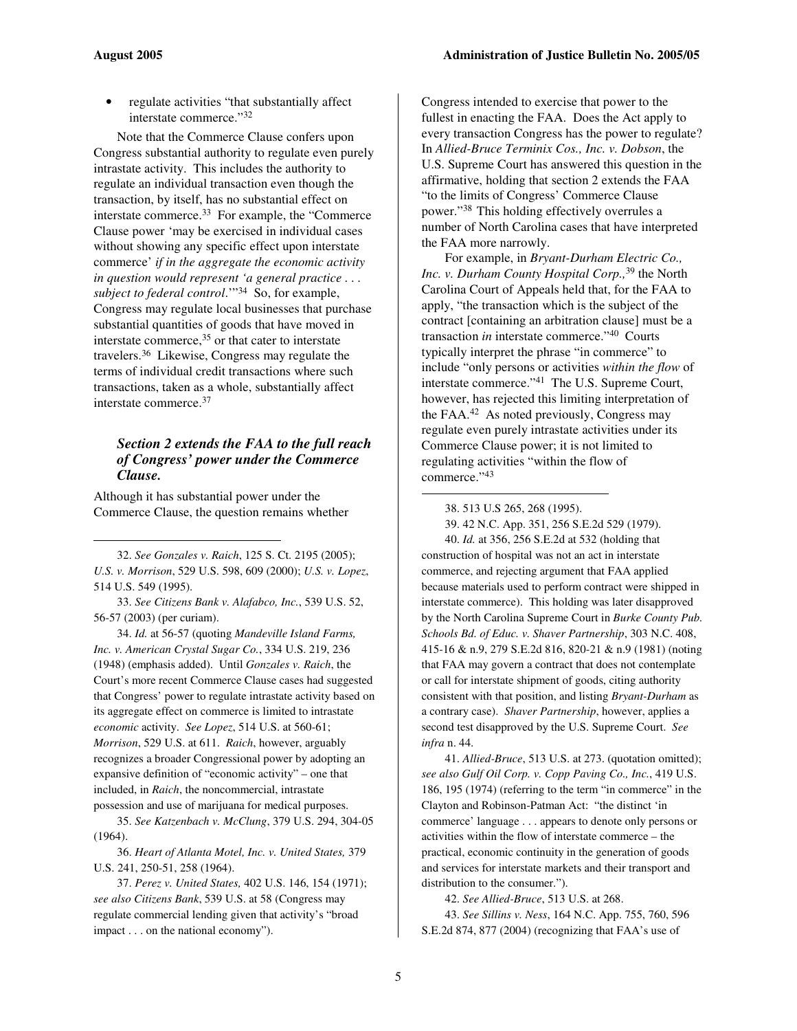- regulate activities "that substantially affect interstate commerce."[32]

Note that the Commerce Clause confers upon Congress substantial authority to regulate even purely intrastate activity. This includes the authority to regulate an individual transaction even though the transaction, by itself, has no substantial effect on interstate commerce.[33] For example, the "Commerce Clause power 'may be exercised in individual cases without showing any specific effect upon interstate commerce' *if in the aggregate the economic activity in question would represent 'a general practice . . . subject to federal control*.'"[34] So, for example, Congress may regulate local businesses that purchase substantial quantities of goods that have moved in interstate commerce,[35] or that cater to interstate travelers.[36] Likewise, Congress may regulate the terms of individual credit transactions where such transactions, taken as a whole, substantially affect interstate commerce.[37]

### *Section 2 extends the FAA to the full reach of Congress' power under the Commerce Clause.*

Although it has substantial power under the Commerce Clause, the question remains whether Congress intended to exercise that power to the fullest in enacting the FAA. Does the Act apply to every transaction Congress has the power to regulate? In *Allied-Bruce Terminix Cos., Inc. v. Dobson*, the U.S. Supreme Court has answered this question in the affirmative, holding that section 2 extends the FAA "to the limits of Congress' Commerce Clause power."[38] This holding effectively overrules a number of North Carolina cases that have interpreted the FAA more narrowly.

For example, in *Bryant-Durham Electric Co., Inc. v. Durham County Hospital Corp.,*[39] the North Carolina Court of Appeals held that, for the FAA to apply, "the transaction which is the subject of the contract [containing an arbitration clause] must be a transaction *in* interstate commerce."[40] Courts typically interpret the phrase "in commerce" to include "only persons or activities *within the flow* of interstate commerce."[41] The U.S. Supreme Court, however, has rejected this limiting interpretation of the FAA.[42] As noted previously, Congress may regulate even purely intrastate activities under its Commerce Clause power; it is not limited to regulating activities "within the flow of commerce."[43]

---

32. *See Gonzales v. Raich*, 125 S. Ct. 2195 (2005); *U.S. v. Morrison*, 529 U.S. 598, 609 (2000); *U.S. v. Lopez*, 514 U.S. 549 (1995).

33. *See Citizens Bank v. Alafabco, Inc.*, 539 U.S. 52, 56-57 (2003) (per curiam).

34. *Id.* at 56-57 (quoting *Mandeville Island Farms, Inc. v. American Crystal Sugar Co.*, 334 U.S. 219, 236 (1948) (emphasis added). Until *Gonzales v. Raich*, the Court's more recent Commerce Clause cases had suggested that Congress' power to regulate intrastate activity based on its aggregate effect on commerce is limited to intrastate *economic* activity. *See Lopez*, 514 U.S. at 560-61; *Morrison*, 529 U.S. at 611. *Raich*, however, arguably recognizes a broader Congressional power by adopting an expansive definition of "economic activity" – one that included, in *Raich*, the noncommercial, intrastate possession and use of marijuana for medical purposes.

35. *See Katzenbach v. McClung*, 379 U.S. 294, 304-05 (1964).

36. *Heart of Atlanta Motel, Inc. v. United States,* 379 U.S. 241, 250-51, 258 (1964).

37. *Perez v. United States,* 402 U.S. 146, 154 (1971); *see also Citizens Bank*, 539 U.S. at 58 (Congress may regulate commercial lending given that activity's "broad impact . . . on the national economy").

38. 513 U.S 265, 268 (1995).

39. 42 N.C. App. 351, 256 S.E.2d 529 (1979).

40. *Id.* at 356, 256 S.E.2d at 532 (holding that construction of hospital was not an act in interstate commerce, and rejecting argument that FAA applied because materials used to perform contract were shipped in interstate commerce). This holding was later disapproved by the North Carolina Supreme Court in *Burke County Pub. Schools Bd. of Educ. v. Shaver Partnership*, 303 N.C. 408, 415-16 & n.9, 279 S.E.2d 816, 820-21 & n.9 (1981) (noting that FAA may govern a contract that does not contemplate or call for interstate shipment of goods, citing authority consistent with that position, and listing *Bryant-Durham* as a contrary case). *Shaver Partnership*, however, applies a second test disapproved by the U.S. Supreme Court. *See infra* n. 44.

41. *Allied-Bruce*, 513 U.S. at 273. (quotation omitted); *see also Gulf Oil Corp. v. Copp Paving Co., Inc.*, 419 U.S. 186, 195 (1974) (referring to the term "in commerce" in the Clayton and Robinson-Patman Act: "the distinct 'in commerce' language . . . appears to denote only persons or activities within the flow of interstate commerce – the practical, economic continuity in the generation of goods and services for interstate markets and their transport and distribution to the consumer.").

42. *See Allied-Bruce*, 513 U.S. at 268.

43. *See Sillins v. Ness*, 164 N.C. App. 755, 760, 596 S.E.2d 874, 877 (2004) (recognizing that FAA's use of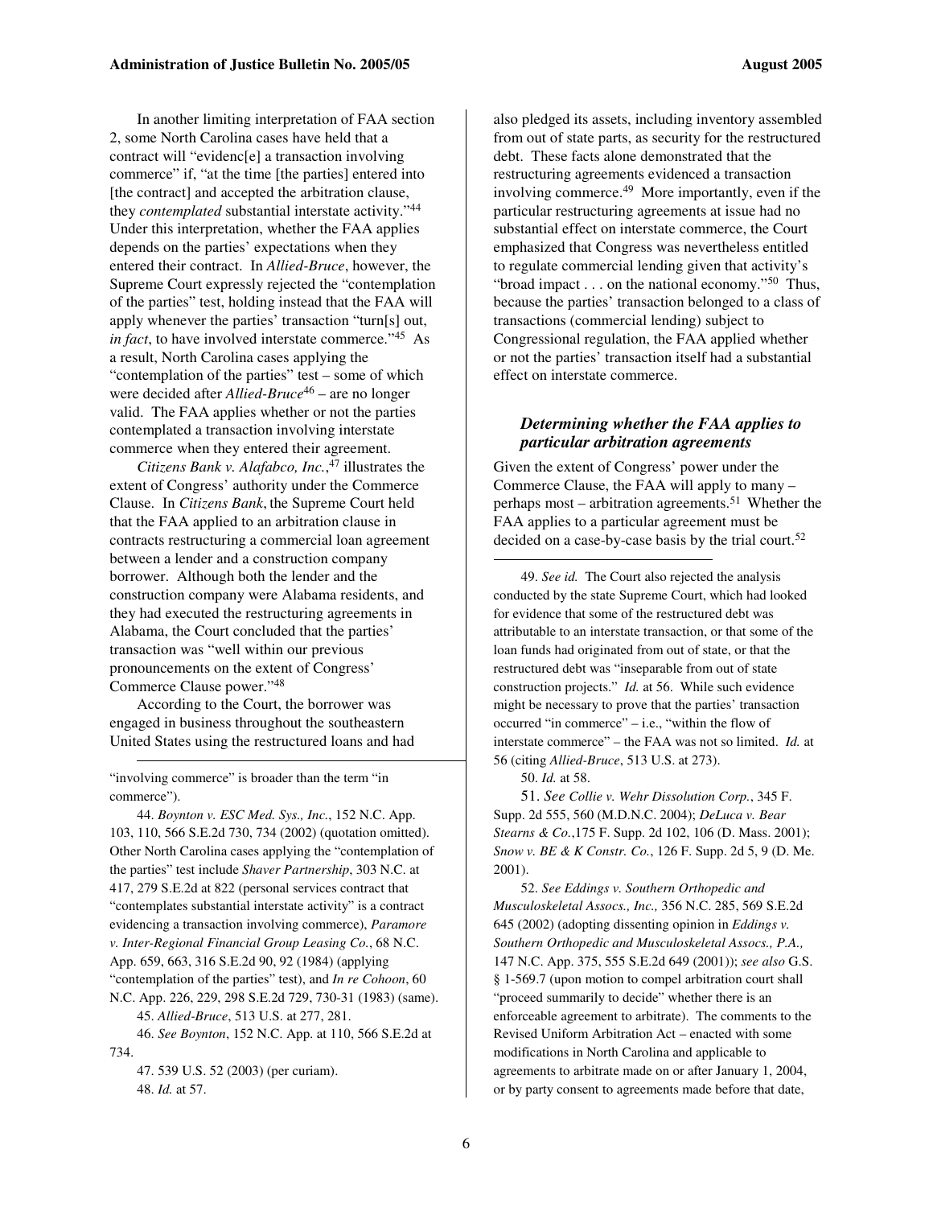In another limiting interpretation of FAA section 2, some North Carolina cases have held that a contract will "evidenc[e] a transaction involving commerce" if, "at the time [the parties] entered into [the contract] and accepted the arbitration clause, they *contemplated* substantial interstate activity."[44] Under this interpretation, whether the FAA applies depends on the parties' expectations when they entered their contract. In *Allied-Bruce*, however, the Supreme Court expressly rejected the "contemplation of the parties" test, holding instead that the FAA will apply whenever the parties' transaction "turn[s] out, *in fact*, to have involved interstate commerce."[45] As a result, North Carolina cases applying the "contemplation of the parties" test – some of which were decided after *Allied-Bruce*[46] – are no longer valid. The FAA applies whether or not the parties contemplated a transaction involving interstate commerce when they entered their agreement.

*Citizens Bank v. Alafabco, Inc.*,[47] illustrates the extent of Congress' authority under the Commerce Clause. In *Citizens Bank*, the Supreme Court held that the FAA applied to an arbitration clause in contracts restructuring a commercial loan agreement between a lender and a construction company borrower. Although both the lender and the construction company were Alabama residents, and they had executed the restructuring agreements in Alabama, the Court concluded that the parties' transaction was "well within our previous pronouncements on the extent of Congress' Commerce Clause power."[48]

According to the Court, the borrower was engaged in business throughout the southeastern United States using the restructured loans and had also pledged its assets, including inventory assembled from out of state parts, as security for the restructured debt. These facts alone demonstrated that the restructuring agreements evidenced a transaction involving commerce.[49] More importantly, even if the particular restructuring agreements at issue had no substantial effect on interstate commerce, the Court emphasized that Congress was nevertheless entitled to regulate commercial lending given that activity's "broad impact . . . on the national economy."[50] Thus, because the parties' transaction belonged to a class of transactions (commercial lending) subject to Congressional regulation, the FAA applied whether or not the parties' transaction itself had a substantial effect on interstate commerce.

### *Determining whether the FAA applies to particular arbitration agreements*

Given the extent of Congress' power under the Commerce Clause, the FAA will apply to many – perhaps most – arbitration agreements.[51] Whether the FAA applies to a particular agreement must be decided on a case-by-case basis by the trial court.[52]

---

"involving commerce" is broader than the term "in commerce").

44. *Boynton v. ESC Med. Sys., Inc.*, 152 N.C. App. 103, 110, 566 S.E.2d 730, 734 (2002) (quotation omitted). Other North Carolina cases applying the "contemplation of the parties" test include *Shaver Partnership*, 303 N.C. at 417, 279 S.E.2d at 822 (personal services contract that "contemplates substantial interstate activity" is a contract evidencing a transaction involving commerce), *Paramore v. Inter-Regional Financial Group Leasing Co.*, 68 N.C. App. 659, 663, 316 S.E.2d 90, 92 (1984) (applying "contemplation of the parties" test), and *In re Cohoon*, 60 N.C. App. 226, 229, 298 S.E.2d 729, 730-31 (1983) (same).

45. *Allied-Bruce*, 513 U.S. at 277, 281.

46. *See Boynton*, 152 N.C. App. at 110, 566 S.E.2d at 734.

47. 539 U.S. 52 (2003) (per curiam).

48. *Id.* at 57.

49. *See id.* The Court also rejected the analysis conducted by the state Supreme Court, which had looked for evidence that some of the restructured debt was attributable to an interstate transaction, or that some of the loan funds had originated from out of state, or that the restructured debt was "inseparable from out of state construction projects." *Id.* at 56. While such evidence might be necessary to prove that the parties' transaction occurred "in commerce" – i.e., "within the flow of interstate commerce" – the FAA was not so limited. *Id.* at 56 (citing *Allied-Bruce*, 513 U.S. at 273).

50. *Id.* at 58.

51. *See Collie v. Wehr Dissolution Corp.*, 345 F. Supp. 2d 555, 560 (M.D.N.C. 2004); *DeLuca v. Bear Stearns & Co.*,175 F. Supp. 2d 102, 106 (D. Mass. 2001); *Snow v. BE & K Constr. Co.*, 126 F. Supp. 2d 5, 9 (D. Me. 2001).

52. *See Eddings v. Southern Orthopedic and Musculoskeletal Assocs., Inc.,* 356 N.C. 285, 569 S.E.2d 645 (2002) (adopting dissenting opinion in *Eddings v. Southern Orthopedic and Musculoskeletal Assocs., P.A.,* 147 N.C. App. 375, 555 S.E.2d 649 (2001)); *see also* G.S. § 1-569.7 (upon motion to compel arbitration court shall "proceed summarily to decide" whether there is an enforceable agreement to arbitrate). The comments to the Revised Uniform Arbitration Act – enacted with some modifications in North Carolina and applicable to agreements to arbitrate made on or after January 1, 2004, or by party consent to agreements made before that date,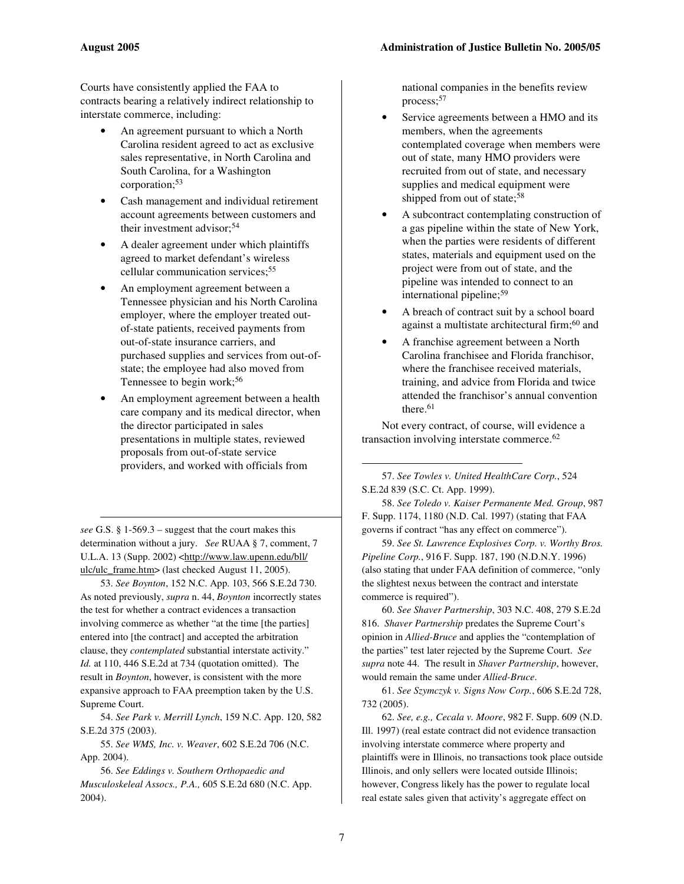Courts have consistently applied the FAA to contracts bearing a relatively indirect relationship to interstate commerce, including:

- An agreement pursuant to which a North Carolina resident agreed to act as exclusive sales representative, in North Carolina and South Carolina, for a Washington corporation;[53]
- Cash management and individual retirement account agreements between customers and their investment advisor;[54]
- A dealer agreement under which plaintiffs agreed to market defendant's wireless cellular communication services;[55]
- An employment agreement between a Tennessee physician and his North Carolina employer, where the employer treated out-of-state patients, received payments from out-of-state insurance carriers, and purchased supplies and services from out-of-state; the employee had also moved from Tennessee to begin work;[56]
- An employment agreement between a health care company and its medical director, when the director participated in sales presentations in multiple states, reviewed proposals from out-of-state service providers, and worked with officials from national companies in the benefits review process;[57]
- Service agreements between a HMO and its members, when the agreements contemplated coverage when members were out of state, many HMO providers were recruited from out of state, and necessary supplies and medical equipment were shipped from out of state;[58]
- A subcontract contemplating construction of a gas pipeline within the state of New York, when the parties were residents of different states, materials and equipment used on the project were from out of state, and the pipeline was intended to connect to an international pipeline;[59]
- A breach of contract suit by a school board against a multistate architectural firm;[60] and
- A franchise agreement between a North Carolina franchisee and Florida franchisor, where the franchisee received materials, training, and advice from Florida and twice attended the franchisor's annual convention there.[61]

Not every contract, of course, will evidence a transaction involving interstate commerce.[62]

---

*see* G.S. § 1-569.3 – suggest that the court makes this determination without a jury. *See* RUAA § 7, comment, 7 U.L.A. 13 (Supp. 2002) <http://www.law.upenn.edu/bll/ulc/ulc_frame.htm> (last checked August 11, 2005).

53. *See Boynton*, 152 N.C. App. 103, 566 S.E.2d 730. As noted previously, *supra* n. 44, *Boynton* incorrectly states the test for whether a contract evidences a transaction involving commerce as whether "at the time [the parties] entered into [the contract] and accepted the arbitration clause, they *contemplated* substantial interstate activity." *Id.* at 110, 446 S.E.2d at 734 (quotation omitted). The result in *Boynton*, however, is consistent with the more expansive approach to FAA preemption taken by the U.S. Supreme Court.

54. *See Park v. Merrill Lynch*, 159 N.C. App. 120, 582 S.E.2d 375 (2003).

55. *See WMS, Inc. v. Weaver*, 602 S.E.2d 706 (N.C. App. 2004).

56. *See Eddings v. Southern Orthopaedic and Musculoskeleal Assocs., P.A.,* 605 S.E.2d 680 (N.C. App. 2004).

57. *See Towles v. United HealthCare Corp.*, 524 S.E.2d 839 (S.C. Ct. App. 1999).

58. *See Toledo v. Kaiser Permanente Med. Group*, 987 F. Supp. 1174, 1180 (N.D. Cal. 1997) (stating that FAA governs if contract "has any effect on commerce").

59. *See St. Lawrence Explosives Corp. v. Worthy Bros. Pipeline Corp.*, 916 F. Supp. 187, 190 (N.D.N.Y. 1996) (also stating that under FAA definition of commerce, "only the slightest nexus between the contract and interstate commerce is required").

60. *See Shaver Partnership*, 303 N.C. 408, 279 S.E.2d 816. *Shaver Partnership* predates the Supreme Court's opinion in *Allied-Bruce* and applies the "contemplation of the parties" test later rejected by the Supreme Court. *See supra* note 44. The result in *Shaver Partnership*, however, would remain the same under *Allied-Bruce*.

61. *See Szymczyk v. Signs Now Corp.*, 606 S.E.2d 728, 732 (2005).

62. *See, e.g., Cecala v. Moore*, 982 F. Supp. 609 (N.D. Ill. 1997) (real estate contract did not evidence transaction involving interstate commerce where property and plaintiffs were in Illinois, no transactions took place outside Illinois, and only sellers were located outside Illinois; however, Congress likely has the power to regulate local real estate sales given that activity's aggregate effect on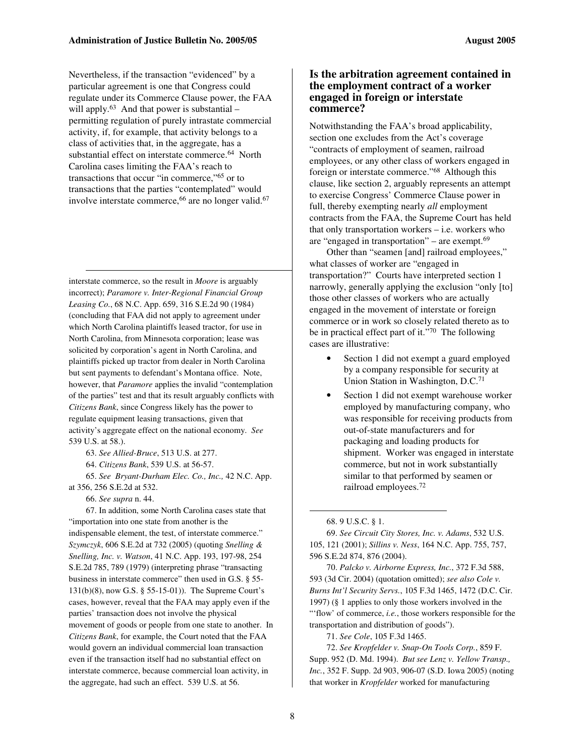Nevertheless, if the transaction "evidenced" by a particular agreement is one that Congress could regulate under its Commerce Clause power, the FAA will apply.[63] And that power is substantial – permitting regulation of purely intrastate commercial activity, if, for example, that activity belongs to a class of activities that, in the aggregate, has a substantial effect on interstate commerce.[64] North Carolina cases limiting the FAA's reach to transactions that occur "in commerce,"[65] or to transactions that the parties "contemplated" would involve interstate commerce,[66] are no longer valid.[67]

## Is the arbitration agreement contained in the employment contract of a worker engaged in foreign or interstate commerce?

Notwithstanding the FAA's broad applicability, section one excludes from the Act's coverage "contracts of employment of seamen, railroad employees, or any other class of workers engaged in foreign or interstate commerce."[68] Although this clause, like section 2, arguably represents an attempt to exercise Congress' Commerce Clause power in full, thereby exempting nearly *all* employment contracts from the FAA, the Supreme Court has held that only transportation workers – i.e. workers who are "engaged in transportation" – are exempt.[69]

Other than "seamen [and] railroad employees," what classes of worker are "engaged in transportation?" Courts have interpreted section 1 narrowly, generally applying the exclusion "only [to] those other classes of workers who are actually engaged in the movement of interstate or foreign commerce or in work so closely related thereto as to be in practical effect part of it."[70] The following cases are illustrative:

- Section 1 did not exempt a guard employed by a company responsible for security at Union Station in Washington, D.C.[71]
- Section 1 did not exempt warehouse worker employed by manufacturing company, who was responsible for receiving products from out-of-state manufacturers and for packaging and loading products for shipment. Worker was engaged in interstate commerce, but not in work substantially similar to that performed by seamen or railroad employees.[72]

---

interstate commerce, so the result in *Moore* is arguably incorrect); *Paramore v. Inter-Regional Financial Group Leasing Co.*, 68 N.C. App. 659, 316 S.E.2d 90 (1984) (concluding that FAA did not apply to agreement under which North Carolina plaintiffs leased tractor, for use in North Carolina, from Minnesota corporation; lease was solicited by corporation's agent in North Carolina, and plaintiffs picked up tractor from dealer in North Carolina but sent payments to defendant's Montana office. Note, however, that *Paramore* applies the invalid "contemplation of the parties" test and that its result arguably conflicts with *Citizens Bank*, since Congress likely has the power to regulate equipment leasing transactions, given that activity's aggregate effect on the national economy. *See* 539 U.S. at 58.).

63. *See Allied-Bruce*, 513 U.S. at 277.

64. *Citizens Bank*, 539 U.S. at 56-57.

65. *See Bryant-Durham Elec. Co., Inc.,* 42 N.C. App. at 356, 256 S.E.2d at 532.

66. *See supra* n. 44.

67. In addition, some North Carolina cases state that "importation into one state from another is the indispensable element, the test, of interstate commerce." *Szymczyk*, 606 S.E.2d at 732 (2005) (quoting *Snelling & Snelling, Inc. v. Watson*, 41 N.C. App. 193, 197-98, 254 S.E.2d 785, 789 (1979) (interpreting phrase "transacting business in interstate commerce" then used in G.S. § 55-131(b)(8), now G.S. § 55-15-01)). The Supreme Court's cases, however, reveal that the FAA may apply even if the parties' transaction does not involve the physical movement of goods or people from one state to another. In *Citizens Bank*, for example, the Court noted that the FAA would govern an individual commercial loan transaction even if the transaction itself had no substantial effect on interstate commerce, because commercial loan activity, in the aggregate, had such an effect. 539 U.S. at 56.

68. 9 U.S.C. § 1.

69. *See Circuit City Stores, Inc. v. Adams*, 532 U.S. 105, 121 (2001); *Sillins v. Ness*, 164 N.C. App. 755, 757, 596 S.E.2d 874, 876 (2004).

70. *Palcko v. Airborne Express, Inc.*, 372 F.3d 588, 593 (3d Cir. 2004) (quotation omitted); *see also Cole v. Burns Int'l Security Servs.*, 105 F.3d 1465, 1472 (D.C. Cir. 1997) (§ 1 applies to only those workers involved in the "'flow' of commerce, *i.e.*, those workers responsible for the transportation and distribution of goods").

71. *See Cole*, 105 F.3d 1465.

72. *See Kropfelder v. Snap-On Tools Corp.*, 859 F. Supp. 952 (D. Md. 1994). *But see Lenz v. Yellow Transp., Inc.*, 352 F. Supp. 2d 903, 906-07 (S.D. Iowa 2005) (noting that worker in *Kropfelder* worked for manufacturing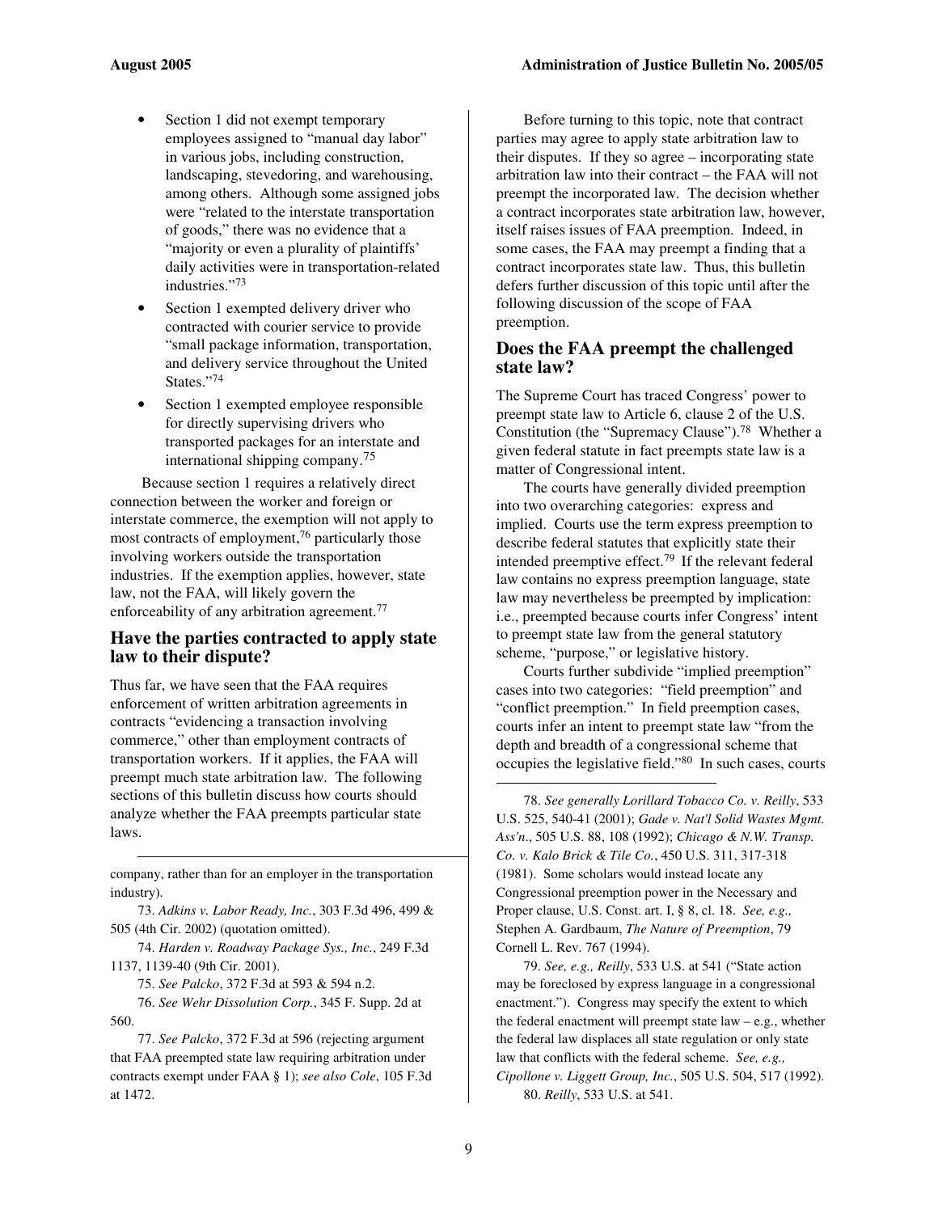- Section 1 did not exempt temporary employees assigned to "manual day labor" in various jobs, including construction, landscaping, stevedoring, and warehousing, among others. Although some assigned jobs were "related to the interstate transportation of goods," there was no evidence that a "majority or even a plurality of plaintiffs' daily activities were in transportation-related industries."[73]
- Section 1 exempted delivery driver who contracted with courier service to provide "small package information, transportation, and delivery service throughout the United States."[74]
- Section 1 exempted employee responsible for directly supervising drivers who transported packages for an interstate and international shipping company.[75]

Because section 1 requires a relatively direct connection between the worker and foreign or interstate commerce, the exemption will not apply to most contracts of employment,[76] particularly those involving workers outside the transportation industries. If the exemption applies, however, state law, not the FAA, will likely govern the enforceability of any arbitration agreement.[77]

## Have the parties contracted to apply state law to their dispute?

Thus far, we have seen that the FAA requires enforcement of written arbitration agreements in contracts "evidencing a transaction involving commerce," other than employment contracts of transportation workers. If it applies, the FAA will preempt much state arbitration law. The following sections of this bulletin discuss how courts should analyze whether the FAA preempts particular state laws.

Before turning to this topic, note that contract parties may agree to apply state arbitration law to their disputes. If they so agree – incorporating state arbitration law into their contract – the FAA will not preempt the incorporated law. The decision whether a contract incorporates state arbitration law, however, itself raises issues of FAA preemption. Indeed, in some cases, the FAA may preempt a finding that a contract incorporates state law. Thus, this bulletin defers further discussion of this topic until after the following discussion of the scope of FAA preemption.

## Does the FAA preempt the challenged state law?

The Supreme Court has traced Congress' power to preempt state law to Article 6, clause 2 of the U.S. Constitution (the "Supremacy Clause").[78] Whether a given federal statute in fact preempts state law is a matter of Congressional intent.

The courts have generally divided preemption into two overarching categories: express and implied. Courts use the term express preemption to describe federal statutes that explicitly state their intended preemptive effect.[79] If the relevant federal law contains no express preemption language, state law may nevertheless be preempted by implication: i.e., preempted because courts infer Congress' intent to preempt state law from the general statutory scheme, "purpose," or legislative history.

Courts further subdivide "implied preemption" cases into two categories: "field preemption" and "conflict preemption." In field preemption cases, courts infer an intent to preempt state law "from the depth and breadth of a congressional scheme that occupies the legislative field."[80] In such cases, courts

---

company, rather than for an employer in the transportation industry).

73. *Adkins v. Labor Ready, Inc.*, 303 F.3d 496, 499 & 505 (4th Cir. 2002) (quotation omitted).

74. *Harden v. Roadway Package Sys., Inc.*, 249 F.3d 1137, 1139-40 (9th Cir. 2001).

75. *See Palcko*, 372 F.3d at 593 & 594 n.2.

76. *See Wehr Dissolution Corp.*, 345 F. Supp. 2d at 560.

77. *See Palcko*, 372 F.3d at 596 (rejecting argument that FAA preempted state law requiring arbitration under contracts exempt under FAA § 1); *see also Cole*, 105 F.3d at 1472.

78. *See generally Lorillard Tobacco Co. v. Reilly*, 533 U.S. 525, 540-41 (2001); *Gade v. Nat'l Solid Wastes Mgmt. Ass'n.*, 505 U.S. 88, 108 (1992); *Chicago & N.W. Transp. Co. v. Kalo Brick & Tile Co.*, 450 U.S. 311, 317-318 (1981). Some scholars would instead locate any Congressional preemption power in the Necessary and Proper clause, U.S. Const. art. I, § 8, cl. 18. *See, e.g.,* Stephen A. Gardbaum, *The Nature of Preemption*, 79 Cornell L. Rev. 767 (1994).

79. *See, e.g., Reilly*, 533 U.S. at 541 ("State action may be foreclosed by express language in a congressional enactment."). Congress may specify the extent to which the federal enactment will preempt state law – e.g., whether the federal law displaces all state regulation or only state law that conflicts with the federal scheme. *See, e.g., Cipollone v. Liggett Group, Inc.*, 505 U.S. 504, 517 (1992).

80. *Reilly*, 533 U.S. at 541.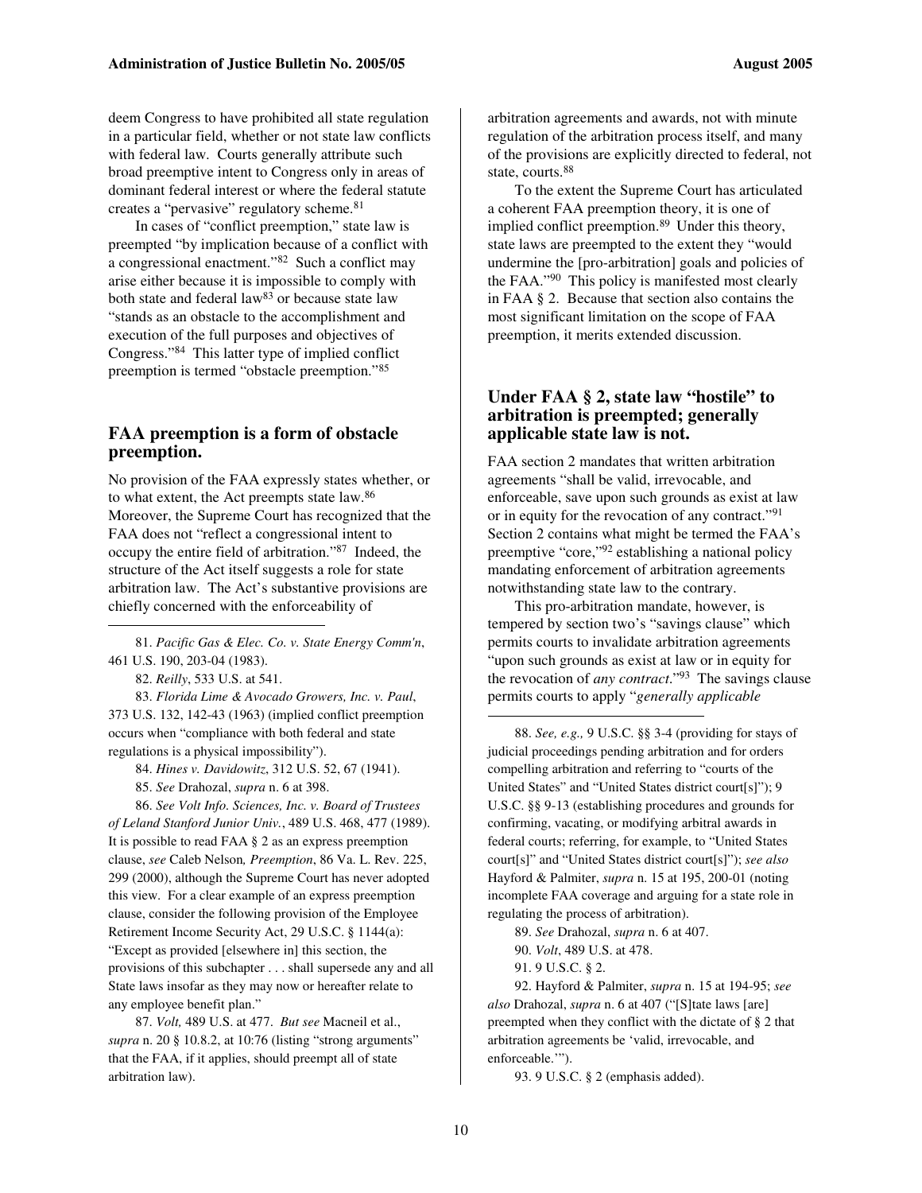deem Congress to have prohibited all state regulation in a particular field, whether or not state law conflicts with federal law. Courts generally attribute such broad preemptive intent to Congress only in areas of dominant federal interest or where the federal statute creates a "pervasive" regulatory scheme.[81]

In cases of "conflict preemption," state law is preempted "by implication because of a conflict with a congressional enactment."[82] Such a conflict may arise either because it is impossible to comply with both state and federal law[83] or because state law "stands as an obstacle to the accomplishment and execution of the full purposes and objectives of Congress."[84] This latter type of implied conflict preemption is termed "obstacle preemption."[85]

## FAA preemption is a form of obstacle preemption.

No provision of the FAA expressly states whether, or to what extent, the Act preempts state law.[86] Moreover, the Supreme Court has recognized that the FAA does not "reflect a congressional intent to occupy the entire field of arbitration."[87] Indeed, the structure of the Act itself suggests a role for state arbitration law. The Act's substantive provisions are chiefly concerned with the enforceability of arbitration agreements and awards, not with minute regulation of the arbitration process itself, and many of the provisions are explicitly directed to federal, not state, courts.[88]

To the extent the Supreme Court has articulated a coherent FAA preemption theory, it is one of implied conflict preemption.[89] Under this theory, state laws are preempted to the extent they "would undermine the [pro-arbitration] goals and policies of the FAA."[90] This policy is manifested most clearly in FAA § 2. Because that section also contains the most significant limitation on the scope of FAA preemption, it merits extended discussion.

## Under FAA § 2, state law "hostile" to arbitration is preempted; generally applicable state law is not.

FAA section 2 mandates that written arbitration agreements "shall be valid, irrevocable, and enforceable, save upon such grounds as exist at law or in equity for the revocation of any contract."[91] Section 2 contains what might be termed the FAA's preemptive "core,"[92] establishing a national policy mandating enforcement of arbitration agreements notwithstanding state law to the contrary.

This pro-arbitration mandate, however, is tempered by section two's "savings clause" which permits courts to invalidate arbitration agreements "upon such grounds as exist at law or in equity for the revocation of *any contract*."[93] The savings clause permits courts to apply "*generally applicable*

---

81. *Pacific Gas & Elec. Co. v. State Energy Comm'n*, 461 U.S. 190, 203-04 (1983).

82. *Reilly*, 533 U.S. at 541.

83. *Florida Lime & Avocado Growers, Inc. v. Paul*, 373 U.S. 132, 142-43 (1963) (implied conflict preemption occurs when "compliance with both federal and state regulations is a physical impossibility").

84. *Hines v. Davidowitz*, 312 U.S. 52, 67 (1941).

85. *See* Drahozal, *supra* n. 6 at 398.

86. *See Volt Info. Sciences, Inc. v. Board of Trustees of Leland Stanford Junior Univ.*, 489 U.S. 468, 477 (1989). It is possible to read FAA § 2 as an express preemption clause, *see* Caleb Nelson*, Preemption*, 86 Va. L. Rev. 225, 299 (2000), although the Supreme Court has never adopted this view. For a clear example of an express preemption clause, consider the following provision of the Employee Retirement Income Security Act, 29 U.S.C. § 1144(a): "Except as provided [elsewhere in] this section, the provisions of this subchapter . . . shall supersede any and all State laws insofar as they may now or hereafter relate to any employee benefit plan."

87. *Volt,* 489 U.S. at 477. *But see* Macneil et al., *supra* n. 20 § 10.8.2, at 10:76 (listing "strong arguments" that the FAA, if it applies, should preempt all of state arbitration law).

88. *See, e.g.,* 9 U.S.C. §§ 3-4 (providing for stays of judicial proceedings pending arbitration and for orders compelling arbitration and referring to "courts of the United States" and "United States district court[s]"); 9 U.S.C. §§ 9-13 (establishing procedures and grounds for confirming, vacating, or modifying arbitral awards in federal courts; referring, for example, to "United States court[s]" and "United States district court[s]"); *see also* Hayford & Palmiter, *supra* n. 15 at 195, 200-01 (noting incomplete FAA coverage and arguing for a state role in regulating the process of arbitration).

89. *See* Drahozal, *supra* n. 6 at 407.

90. *Volt*, 489 U.S. at 478.

91. 9 U.S.C. § 2.

92. Hayford & Palmiter, *supra* n. 15 at 194-95; *see also* Drahozal, *supra* n. 6 at 407 ("[S]tate laws [are] preempted when they conflict with the dictate of § 2 that arbitration agreements be 'valid, irrevocable, and enforceable.'").

93. 9 U.S.C. § 2 (emphasis added).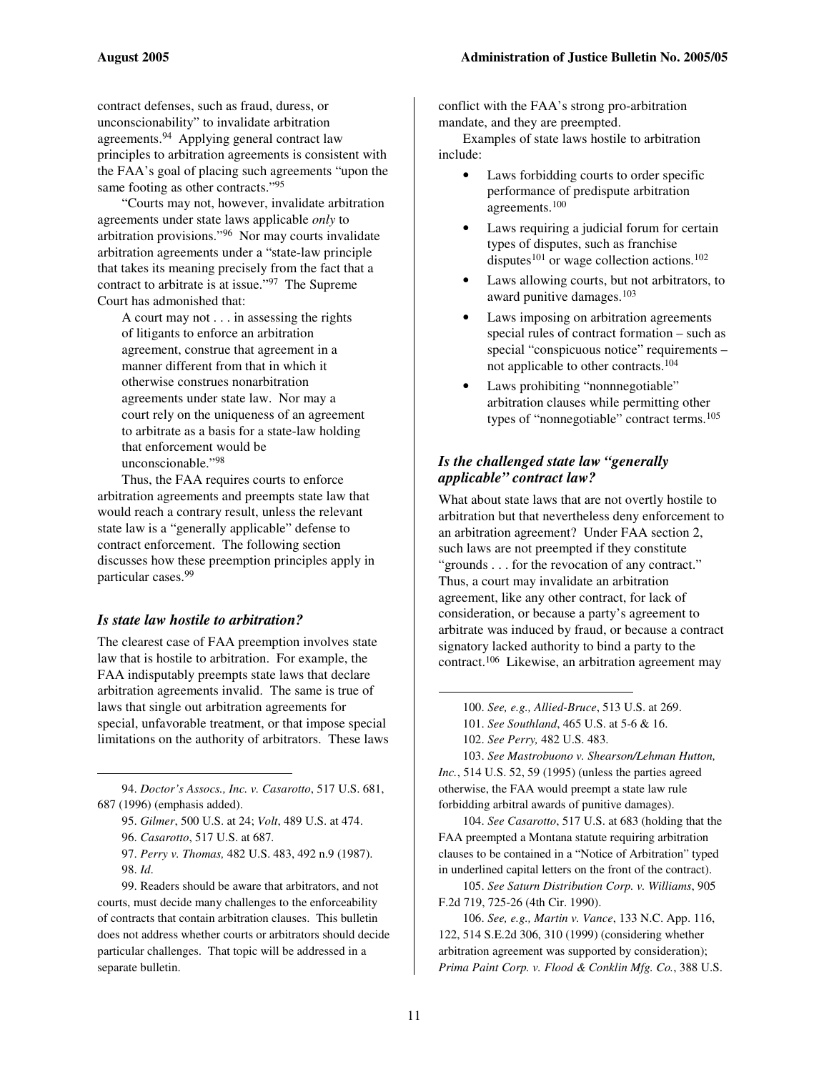contract defenses, such as fraud, duress, or unconscionability" to invalidate arbitration agreements.[94] Applying general contract law principles to arbitration agreements is consistent with the FAA's goal of placing such agreements "upon the same footing as other contracts."[95]

"Courts may not, however, invalidate arbitration agreements under state laws applicable *only* to arbitration provisions."[96] Nor may courts invalidate arbitration agreements under a "state-law principle that takes its meaning precisely from the fact that a contract to arbitrate is at issue."[97] The Supreme Court has admonished that:

> A court may not . . . in assessing the rights of litigants to enforce an arbitration agreement, construe that agreement in a manner different from that in which it otherwise construes nonarbitration agreements under state law. Nor may a court rely on the uniqueness of an agreement to arbitrate as a basis for a state-law holding that enforcement would be unconscionable."[98]

Thus, the FAA requires courts to enforce arbitration agreements and preempts state law that would reach a contrary result, unless the relevant state law is a "generally applicable" defense to contract enforcement. The following section discusses how these preemption principles apply in particular cases.[99]

### *Is state law hostile to arbitration?*

The clearest case of FAA preemption involves state law that is hostile to arbitration. For example, the FAA indisputably preempts state laws that declare arbitration agreements invalid. The same is true of laws that single out arbitration agreements for special, unfavorable treatment, or that impose special limitations on the authority of arbitrators. These laws conflict with the FAA's strong pro-arbitration mandate, and they are preempted.

Examples of state laws hostile to arbitration include:

- Laws forbidding courts to order specific performance of predispute arbitration agreements.[100]
- Laws requiring a judicial forum for certain types of disputes, such as franchise disputes[101] or wage collection actions.[102]
- Laws allowing courts, but not arbitrators, to award punitive damages.[103]
- Laws imposing on arbitration agreements special rules of contract formation – such as special "conspicuous notice" requirements – not applicable to other contracts.[104]
- Laws prohibiting "nonnnegotiable" arbitration clauses while permitting other types of "nonegotiable" contract terms.[105]

### *Is the challenged state law "generally applicable" contract law?*

What about state laws that are not overtly hostile to arbitration but that nevertheless deny enforcement to an arbitration agreement? Under FAA section 2, such laws are not preempted if they constitute "grounds . . . for the revocation of any contract." Thus, a court may invalidate an arbitration agreement, like any other contract, for lack of consideration, or because a party's agreement to arbitrate was induced by fraud, or because a contract signatory lacked authority to bind a party to the contract.[106] Likewise, an arbitration agreement may

---

94. *Doctor's Assocs., Inc. v. Casarotto*, 517 U.S. 681, 687 (1996) (emphasis added).

95. *Gilmer*, 500 U.S. at 24; *Volt*, 489 U.S. at 474.

96. *Casarotto*, 517 U.S. at 687.

97. *Perry v. Thomas,* 482 U.S. 483, 492 n.9 (1987).

98. *Id*.

99. Readers should be aware that arbitrators, and not courts, must decide many challenges to the enforceability of contracts that contain arbitration clauses. This bulletin does not address whether courts or arbitrators should decide particular challenges. That topic will be addressed in a separate bulletin.

100. *See, e.g., Allied-Bruce*, 513 U.S. at 269.

101. *See Southland*, 465 U.S. at 5-6 & 16.

102. *See Perry,* 482 U.S. 483.

103. *See Mastrobuono v. Shearson/Lehman Hutton, Inc.*, 514 U.S. 52, 59 (1995) (unless the parties agreed otherwise, the FAA would preempt a state law rule forbidding arbitral awards of punitive damages).

104. *See Casarotto*, 517 U.S. at 683 (holding that the FAA preempted a Montana statute requiring arbitration clauses to be contained in a "Notice of Arbitration" typed in underlined capital letters on the front of the contract).

105. *See Saturn Distribution Corp. v. Williams*, 905 F.2d 719, 725-26 (4th Cir. 1990).

106. *See, e.g., Martin v. Vance*, 133 N.C. App. 116, 122, 514 S.E.2d 306, 310 (1999) (considering whether arbitration agreement was supported by consideration); *Prima Paint Corp. v. Flood & Conklin Mfg. Co.*, 388 U.S.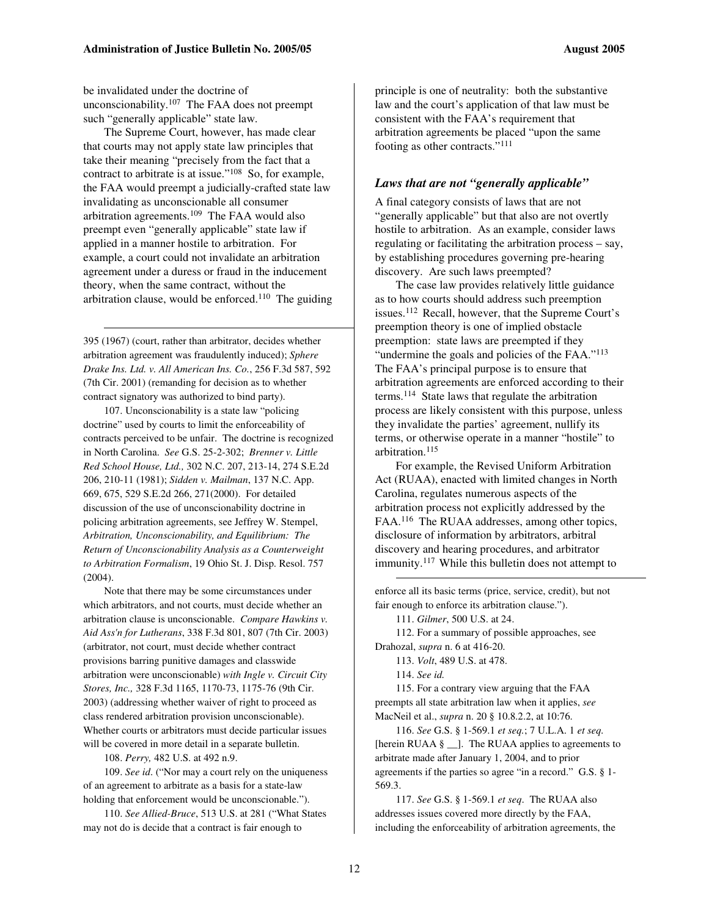be invalidated under the doctrine of unconscionability.[107] The FAA does not preempt such "generally applicable" state law.

The Supreme Court, however, has made clear that courts may not apply state law principles that take their meaning "precisely from the fact that a contract to arbitrate is at issue."[108] So, for example, the FAA would preempt a judicially-crafted state law invalidating as unconscionable all consumer arbitration agreements.[109] The FAA would also preempt even "generally applicable" state law if applied in a manner hostile to arbitration. For example, a court could not invalidate an arbitration agreement under a duress or fraud in the inducement theory, when the same contract, without the arbitration clause, would be enforced.[110] The guiding principle is one of neutrality: both the substantive law and the court's application of that law must be consistent with the FAA's requirement that arbitration agreements be placed "upon the same footing as other contracts."[111]

### *Laws that are not "generally applicable"*

A final category consists of laws that are not "generally applicable" but that also are not overtly hostile to arbitration. As an example, consider laws regulating or facilitating the arbitration process – say, by establishing procedures governing pre-hearing discovery. Are such laws preempted?

The case law provides relatively little guidance as to how courts should address such preemption issues.[112] Recall, however, that the Supreme Court's preemption theory is one of implied obstacle preemption: state laws are preempted if they "undermine the goals and policies of the FAA."[113] The FAA's principal purpose is to ensure that arbitration agreements are enforced according to their terms.[114] State laws that regulate the arbitration process are likely consistent with this purpose, unless they invalidate the parties' agreement, nullify its terms, or otherwise operate in a manner "hostile" to arbitration.[115]

For example, the Revised Uniform Arbitration Act (RUAA), enacted with limited changes in North Carolina, regulates numerous aspects of the arbitration process not explicitly addressed by the FAA.[116] The RUAA addresses, among other topics, disclosure of information by arbitrators, arbitral discovery and hearing procedures, and arbitrator immunity.[117] While this bulletin does not attempt to

---

395 (1967) (court, rather than arbitrator, decides whether arbitration agreement was fraudulently induced); *Sphere Drake Ins. Ltd. v. All American Ins. Co.*, 256 F.3d 587, 592 (7th Cir. 2001) (remanding for decision as to whether contract signatory was authorized to bind party).

107. Unconscionability is a state law "policing doctrine" used by courts to limit the enforceability of contracts perceived to be unfair. The doctrine is recognized in North Carolina. *See* G.S. 25-2-302; *Brenner v. Little Red School House, Ltd.,* 302 N.C. 207, 213-14, 274 S.E.2d 206, 210-11 (1981); *Sidden v. Mailman*, 137 N.C. App. 669, 675, 529 S.E.2d 266, 271(2000). For detailed discussion of the use of unconscionability doctrine in policing arbitration agreements, see Jeffrey W. Stempel, *Arbitration, Unconscionability, and Equilibrium: The Return of Unconscionability Analysis as a Counterweight to Arbitration Formalism*, 19 Ohio St. J. Disp. Resol. 757 (2004).

Note that there may be some circumstances under which arbitrators, and not courts, must decide whether an arbitration clause is unconscionable. *Compare Hawkins v. Aid Ass'n for Lutherans*, 338 F.3d 801, 807 (7th Cir. 2003) (arbitrator, not court, must decide whether contract provisions barring punitive damages and classwide arbitration were unconscionable) *with Ingle v. Circuit City Stores, Inc.,* 328 F.3d 1165, 1170-73, 1175-76 (9th Cir. 2003) (addressing whether waiver of right to proceed as class rendered arbitration provision unconscionable). Whether courts or arbitrators must decide particular issues will be covered in more detail in a separate bulletin.

108. *Perry,* 482 U.S. at 492 n.9.

109. *See id*. ("Nor may a court rely on the uniqueness of an agreement to arbitrate as a basis for a state-law holding that enforcement would be unconscionable.").

110. *See Allied-Bruce*, 513 U.S. at 281 ("What States may not do is decide that a contract is fair enough to enforce all its basic terms (price, service, credit), but not fair enough to enforce its arbitration clause.").

111. *Gilmer*, 500 U.S. at 24.

112. For a summary of possible approaches, see Drahozal, *supra* n. 6 at 416-20.

113. *Volt*, 489 U.S. at 478.

114. *See id.*

115. For a contrary view arguing that the FAA preempts all state arbitration law when it applies, *see* MacNeil et al., *supra* n. 20 § 10.8.2.2, at 10:76.

116. *See* G.S. § 1-569.1 *et seq.*; 7 U.L.A. 1 *et seq.* [herein RUAA § __]. The RUAA applies to agreements to arbitrate made after January 1, 2004, and to prior agreements if the parties so agree "in a record." G.S. § 1-569.3.

117. *See* G.S. § 1-569.1 *et seq*. The RUAA also addresses issues covered more directly by the FAA, including the enforceability of arbitration agreements, the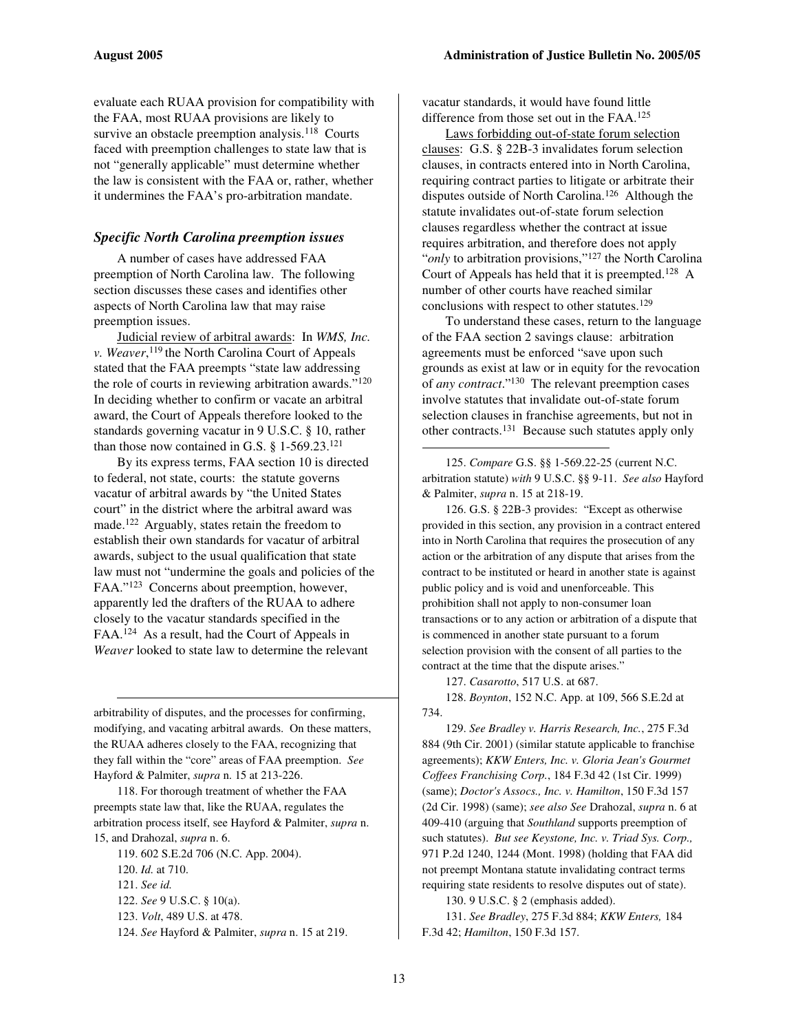evaluate each RUAA provision for compatibility with the FAA, most RUAA provisions are likely to survive an obstacle preemption analysis.[118] Courts faced with preemption challenges to state law that is not "generally applicable" must determine whether the law is consistent with the FAA or, rather, whether it undermines the FAA's pro-arbitration mandate.

### *Specific North Carolina preemption issues*

A number of cases have addressed FAA preemption of North Carolina law. The following section discusses these cases and identifies other aspects of North Carolina law that may raise preemption issues.

Judicial review of arbitral awards: In *WMS, Inc. v. Weaver*,[119] the North Carolina Court of Appeals stated that the FAA preempts "state law addressing the role of courts in reviewing arbitration awards."[120] In deciding whether to confirm or vacate an arbitral award, the Court of Appeals therefore looked to the standards governing vacatur in 9 U.S.C. § 10, rather than those now contained in G.S. § 1-569.23.[121]

By its express terms, FAA section 10 is directed to federal, not state, courts: the statute governs vacatur of arbitral awards by "the United States court" in the district where the arbitral award was made.[122] Arguably, states retain the freedom to establish their own standards for vacatur of arbitral awards, subject to the usual qualification that state law must not "undermine the goals and policies of the FAA."[123] Concerns about preemption, however, apparently led the drafters of the RUAA to adhere closely to the vacatur standards specified in the FAA.[124] As a result, had the Court of Appeals in *Weaver* looked to state law to determine the relevant vacatur standards, it would have found little difference from those set out in the FAA.[125]

Laws forbidding out-of-state forum selection clauses: G.S. § 22B-3 invalidates forum selection clauses, in contracts entered into in North Carolina, requiring contract parties to litigate or arbitrate their disputes outside of North Carolina.[126] Although the statute invalidates out-of-state forum selection clauses regardless whether the contract at issue requires arbitration, and therefore does not apply "*only* to arbitration provisions,"[127] the North Carolina Court of Appeals has held that it is preempted.[128] A number of other courts have reached similar conclusions with respect to other statutes.[129]

To understand these cases, return to the language of the FAA section 2 savings clause: arbitration agreements must be enforced "save upon such grounds as exist at law or in equity for the revocation of *any contract*."[130] The relevant preemption cases involve statutes that invalidate out-of-state forum selection clauses in franchise agreements, but not in other contracts.[131] Because such statutes apply only

---

arbitrability of disputes, and the processes for confirming, modifying, and vacating arbitral awards. On these matters, the RUAA adheres closely to the FAA, recognizing that they fall within the "core" areas of FAA preemption. *See* Hayford & Palmiter, *supra* n. 15 at 213-226.

118. For thorough treatment of whether the FAA preempts state law that, like the RUAA, regulates the arbitration process itself, see Hayford & Palmiter, *supra* n. 15, and Drahozal, *supra* n. 6.

119. 602 S.E.2d 706 (N.C. App. 2004).

120. *Id.* at 710.

121. *See id.*

122. *See* 9 U.S.C. § 10(a).

123. *Volt*, 489 U.S. at 478.

124. *See* Hayford & Palmiter, *supra* n. 15 at 219.

125. *Compare* G.S. §§ 1-569.22-25 (current N.C. arbitration statute) *with* 9 U.S.C. §§ 9-11. *See also* Hayford & Palmiter, *supra* n. 15 at 218-19.

126. G.S. § 22B-3 provides: "Except as otherwise provided in this section, any provision in a contract entered into in North Carolina that requires the prosecution of any action or the arbitration of any dispute that arises from the contract to be instituted or heard in another state is against public policy and is void and unenforceable. This prohibition shall not apply to non-consumer loan transactions or to any action or arbitration of a dispute that is commenced in another state pursuant to a forum selection provision with the consent of all parties to the contract at the time that the dispute arises."

127. *Casarotto*, 517 U.S. at 687.

128. *Boynton*, 152 N.C. App. at 109, 566 S.E.2d at 734.

129. *See Bradley v. Harris Research, Inc.*, 275 F.3d 884 (9th Cir. 2001) (similar statute applicable to franchise agreements); *KKW Enters, Inc. v. Gloria Jean's Gourmet Coffees Franchising Corp.*, 184 F.3d 42 (1st Cir. 1999) (same); *Doctor's Assocs., Inc. v. Hamilton*, 150 F.3d 157 (2d Cir. 1998) (same); *see also See* Drahozal, *supra* n. 6 at 409-410 (arguing that *Southland* supports preemption of such statutes). *But see Keystone, Inc. v. Triad Sys. Corp.,* 971 P.2d 1240, 1244 (Mont. 1998) (holding that FAA did not preempt Montana statute invalidating contract terms requiring state residents to resolve disputes out of state).

130. 9 U.S.C. § 2 (emphasis added).

131. *See Bradley*, 275 F.3d 884; *KKW Enters,* 184 F.3d 42; *Hamilton*, 150 F.3d 157.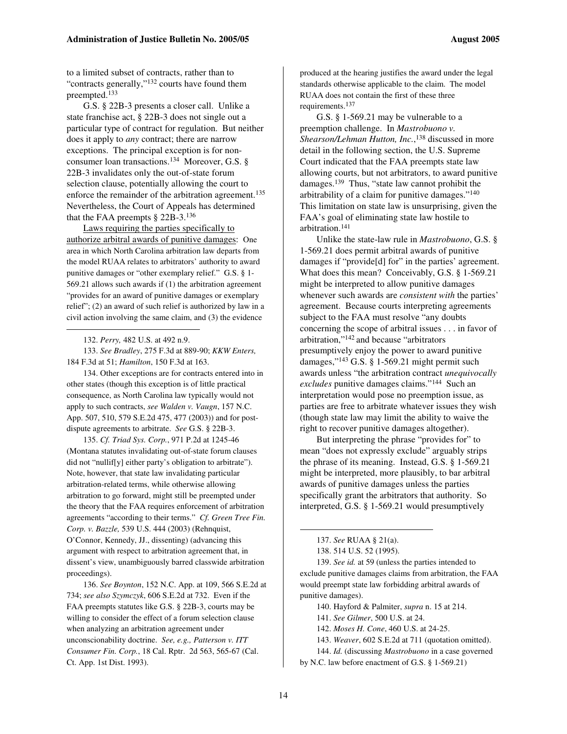to a limited subset of contracts, rather than to "contracts generally,"[132] courts have found them preempted.[133]

G.S. § 22B-3 presents a closer call. Unlike a state franchise act, § 22B-3 does not single out a particular type of contract for regulation. But neither does it apply to *any* contract; there are narrow exceptions. The principal exception is for non-consumer loan transactions.[134] Moreover, G.S. § 22B-3 invalidates only the out-of-state forum selection clause, potentially allowing the court to enforce the remainder of the arbitration agreement.[135] Nevertheless, the Court of Appeals has determined that the FAA preempts § 22B-3.[136]

Laws requiring the parties specifically to authorize arbitral awards of punitive damages: One area in which North Carolina arbitration law departs from the model RUAA relates to arbitrators' authority to award punitive damages or "other exemplary relief." G.S. § 1-569.21 allows such awards if (1) the arbitration agreement "provides for an award of punitive damages or exemplary relief"; (2) an award of such relief is authorized by law in a civil action involving the same claim, and (3) the evidence produced at the hearing justifies the award under the legal standards otherwise applicable to the claim. The model RUAA does not contain the first of these three requirements.[137]

G.S. § 1-569.21 may be vulnerable to a preemption challenge. In *Mastrobuono v. Shearson/Lehman Hutton, Inc.*,[138] discussed in more detail in the following section, the U.S. Supreme Court indicated that the FAA preempts state law allowing courts, but not arbitrators, to award punitive damages.[139] Thus, "state law cannot prohibit the arbitrability of a claim for punitive damages."[140] This limitation on state law is unsurprising, given the FAA's goal of eliminating state law hostile to arbitration.[141]

Unlike the state-law rule in *Mastrobuono*, G.S. § 1-569.21 does permit arbitral awards of punitive damages if "provide[d] for" in the parties' agreement. What does this mean? Conceivably, G.S. § 1-569.21 might be interpreted to allow punitive damages whenever such awards are *consistent with* the parties' agreement. Because courts interpreting agreements subject to the FAA must resolve "any doubts concerning the scope of arbitral issues . . . in favor of arbitration,"[142] and because "arbitrators presumptively enjoy the power to award punitive damages,"[143] G.S. § 1-569.21 might permit such awards unless "the arbitration contract *unequivocally excludes* punitive damages claims."[144] Such an interpretation would pose no preemption issue, as parties are free to arbitrate whatever issues they wish (though state law may limit the ability to waive the right to recover punitive damages altogether).

But interpreting the phrase "provides for" to mean "does not expressly exclude" arguably strips the phrase of its meaning. Instead, G.S. § 1-569.21 might be interpreted, more plausibly, to bar arbitral awards of punitive damages unless the parties specifically grant the arbitrators that authority. So interpreted, G.S. § 1-569.21 would presumptively

---

132. *Perry,* 482 U.S. at 492 n.9.

133. *See Bradley*, 275 F.3d at 889-90; *KKW Enters,* 184 F.3d at 51; *Hamilton*, 150 F.3d at 163.

134. Other exceptions are for contracts entered into in other states (though this exception is of little practical consequence, as North Carolina law typically would not apply to such contracts, *see Walden v. Vaugn*, 157 N.C. App. 507, 510, 579 S.E.2d 475, 477 (2003)) and for post-dispute agreements to arbitrate. *See* G.S. § 22B-3.

135. *Cf. Triad Sys. Corp.*, 971 P.2d at 1245-46 (Montana statutes invalidating out-of-state forum clauses did not "nullif[y] either party's obligation to arbitrate"). Note, however, that state law invalidating particular arbitration-related terms, while otherwise allowing arbitration to go forward, might still be preempted under the theory that the FAA requires enforcement of arbitration agreements "according to their terms." *Cf. Green Tree Fin. Corp. v. Bazzle,* 539 U.S. 444 (2003) (Rehnquist, O'Connor, Kennedy, JJ., dissenting) (advancing this argument with respect to arbitration agreement that, in dissent's view, unambiguously barred classwide arbitration proceedings).

136. *See Boynton*, 152 N.C. App. at 109, 566 S.E.2d at 734; *see also Szymczyk*, 606 S.E.2d at 732. Even if the FAA preempts statutes like G.S. § 22B-3, courts may be willing to consider the effect of a forum selection clause when analyzing an arbitration agreement under unconscionability doctrine. *See, e.g., Patterson v. ITT Consumer Fin. Corp.*, 18 Cal. Rptr. 2d 563, 565-67 (Cal. Ct. App. 1st Dist. 1993).

137. *See* RUAA § 21(a).

138. 514 U.S. 52 (1995).

139. *See id.* at 59 (unless the parties intended to exclude punitive damages claims from arbitration, the FAA would preempt state law forbidding arbitral awards of punitive damages).

140. Hayford & Palmiter, *supra* n. 15 at 214.

141. *See Gilmer*, 500 U.S. at 24.

142. *Moses H. Cone*, 460 U.S. at 24-25.

143. *Weaver*, 602 S.E.2d at 711 (quotation omitted).

144. *Id.* (discussing *Mastrobuono* in a case governed by N.C. law before enactment of G.S. § 1-569.21)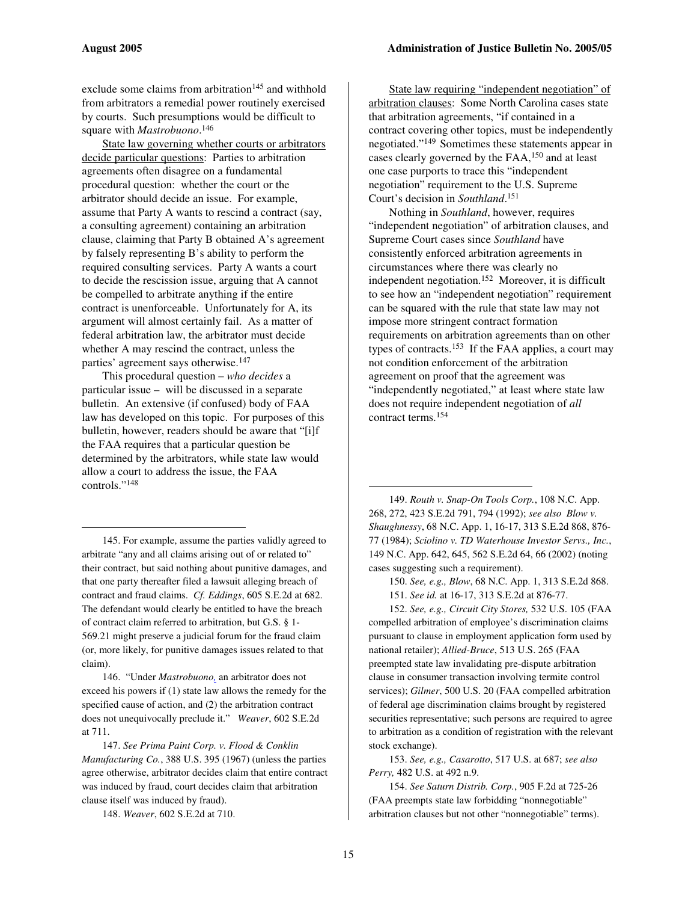exclude some claims from arbitration[145] and withhold from arbitrators a remedial power routinely exercised by courts. Such presumptions would be difficult to square with *Mastrobuono*.[146]

State law governing whether courts or arbitrators decide particular questions: Parties to arbitration agreements often disagree on a fundamental procedural question: whether the court or the arbitrator should decide an issue. For example, assume that Party A wants to rescind a contract (say, a consulting agreement) containing an arbitration clause, claiming that Party B obtained A's agreement by falsely representing B's ability to perform the required consulting services. Party A wants a court to decide the rescission issue, arguing that A cannot be compelled to arbitrate anything if the entire contract is unenforceable. Unfortunately for A, its argument will almost certainly fail. As a matter of federal arbitration law, the arbitrator must decide whether A may rescind the contract, unless the parties' agreement says otherwise.[147]

This procedural question – *who decides* a particular issue – will be discussed in a separate bulletin. An extensive (if confused) body of FAA law has developed on this topic. For purposes of this bulletin, however, readers should be aware that "[i]f the FAA requires that a particular question be determined by the arbitrators, while state law would allow a court to address the issue, the FAA controls."[148]

State law requiring "independent negotiation" of arbitration clauses: Some North Carolina cases state that arbitration agreements, "if contained in a contract covering other topics, must be independently negotiated."[149] Sometimes these statements appear in cases clearly governed by the FAA,[150] and at least one case purports to trace this "independent negotiation" requirement to the U.S. Supreme Court's decision in *Southland*.[151]

Nothing in *Southland*, however, requires "independent negotiation" of arbitration clauses, and Supreme Court cases since *Southland* have consistently enforced arbitration agreements in circumstances where there was clearly no independent negotiation.[152] Moreover, it is difficult to see how an "independent negotiation" requirement can be squared with the rule that state law may not impose more stringent contract formation requirements on arbitration agreements than on other types of contracts.[153] If the FAA applies, a court may not condition enforcement of the arbitration agreement on proof that the agreement was "independently negotiated," at least where state law does not require independent negotiation of *all* contract terms.[154]

---

145. For example, assume the parties validly agreed to arbitrate "any and all claims arising out of or related to" their contract, but said nothing about punitive damages, and that one party thereafter filed a lawsuit alleging breach of contract and fraud claims. *Cf. Eddings*, 605 S.E.2d at 682. The defendant would clearly be entitled to have the breach of contract claim referred to arbitration, but G.S. § 1-569.21 might preserve a judicial forum for the fraud claim (or, more likely, for punitive damages issues related to that claim).

146. "Under *Mastrobuono*, an arbitrator does not exceed his powers if (1) state law allows the remedy for the specified cause of action, and (2) the arbitration contract does not unequivocally preclude it." *Weaver*, 602 S.E.2d at 711.

147. *See Prima Paint Corp. v. Flood & Conklin Manufacturing Co.*, 388 U.S. 395 (1967) (unless the parties agree otherwise, arbitrator decides claim that entire contract was induced by fraud, court decides claim that arbitration clause itself was induced by fraud).

148. *Weaver*, 602 S.E.2d at 710.

149. *Routh v. Snap-On Tools Corp.*, 108 N.C. App. 268, 272, 423 S.E.2d 791, 794 (1992); *see also Blow v. Shaughnessy*, 68 N.C. App. 1, 16-17, 313 S.E.2d 868, 876-77 (1984); *Sciolino v. TD Waterhouse Investor Servs., Inc.*, 149 N.C. App. 642, 645, 562 S.E.2d 64, 66 (2002) (noting cases suggesting such a requirement).

150. *See, e.g., Blow*, 68 N.C. App. 1, 313 S.E.2d 868.

151. *See id.* at 16-17, 313 S.E.2d at 876-77.

152. *See, e.g., Circuit City Stores,* 532 U.S. 105 (FAA compelled arbitration of employee's discrimination claims pursuant to clause in employment application form used by national retailer); *Allied-Bruce*, 513 U.S. 265 (FAA preempted state law invalidating pre-dispute arbitration clause in consumer transaction involving termite control services); *Gilmer*, 500 U.S. 20 (FAA compelled arbitration of federal age discrimination claims brought by registered securities representative; such persons are required to agree to arbitration as a condition of registration with the relevant stock exchange).

153. *See, e.g., Casarotto*, 517 U.S. at 687; *see also Perry,* 482 U.S. at 492 n.9.

154. *See Saturn Distrib. Corp.*, 905 F.2d at 725-26 (FAA preempts state law forbidding "nonnegotiable" arbitration clauses but not other "nonnegotiable" terms).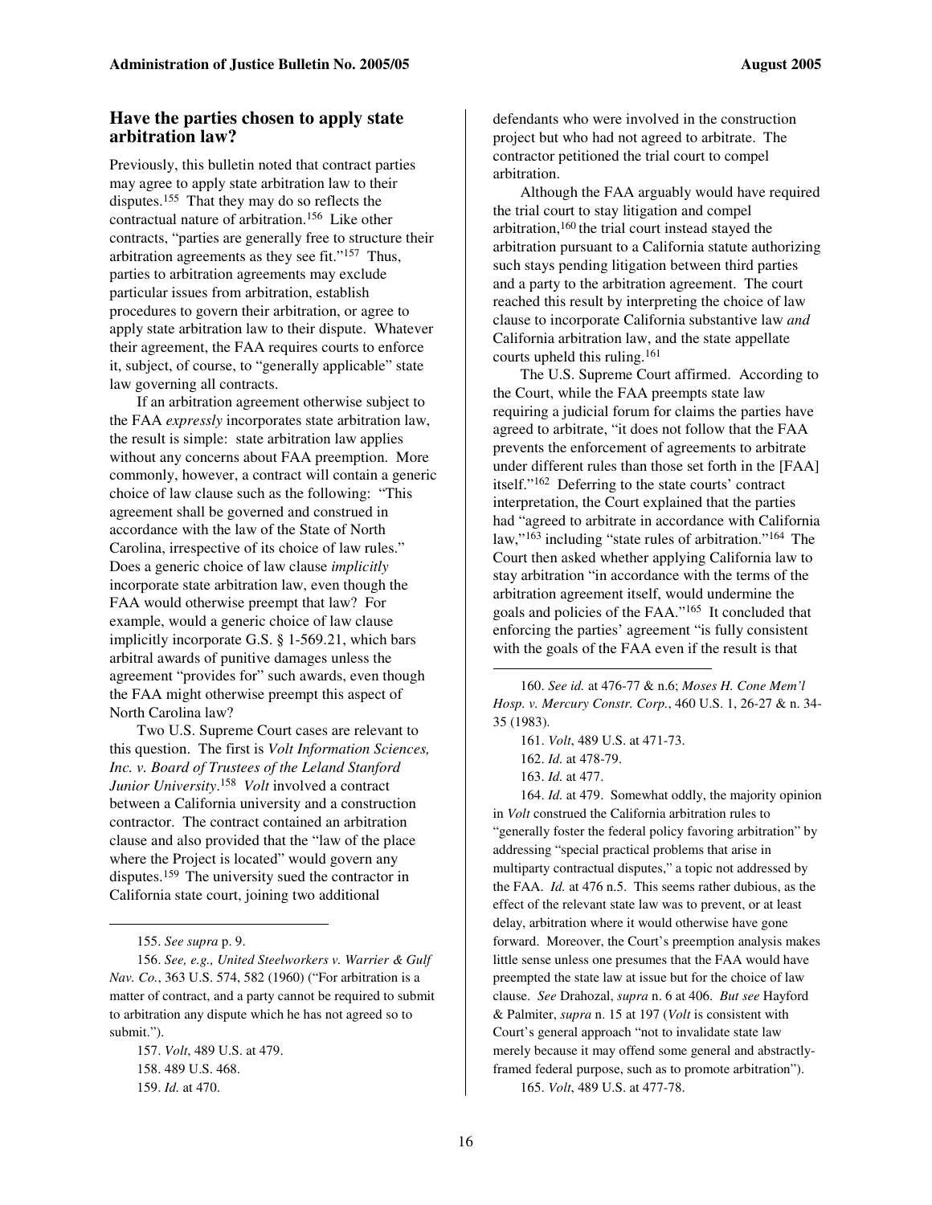## Have the parties chosen to apply state arbitration law?

Previously, this bulletin noted that contract parties may agree to apply state arbitration law to their disputes.[155] That they may do so reflects the contractual nature of arbitration.[156] Like other contracts, "parties are generally free to structure their arbitration agreements as they see fit."[157] Thus, parties to arbitration agreements may exclude particular issues from arbitration, establish procedures to govern their arbitration, or agree to apply state arbitration law to their dispute. Whatever their agreement, the FAA requires courts to enforce it, subject, of course, to "generally applicable" state law governing all contracts.

If an arbitration agreement otherwise subject to the FAA *expressly* incorporates state arbitration law, the result is simple: state arbitration law applies without any concerns about FAA preemption. More commonly, however, a contract will contain a generic choice of law clause such as the following: "This agreement shall be governed and construed in accordance with the law of the State of North Carolina, irrespective of its choice of law rules." Does a generic choice of law clause *implicitly* incorporate state arbitration law, even though the FAA would otherwise preempt that law? For example, would a generic choice of law clause implicitly incorporate G.S. § 1-569.21, which bars arbitral awards of punitive damages unless the agreement "provides for" such awards, even though the FAA might otherwise preempt this aspect of North Carolina law?

Two U.S. Supreme Court cases are relevant to this question. The first is *Volt Information Sciences, Inc. v. Board of Trustees of the Leland Stanford Junior University*.[158] *Volt* involved a contract between a California university and a construction contractor. The contract contained an arbitration clause and also provided that the "law of the place where the Project is located" would govern any disputes.[159] The university sued the contractor in California state court, joining two additional defendants who were involved in the construction project but who had not agreed to arbitrate. The contractor petitioned the trial court to compel arbitration.

Although the FAA arguably would have required the trial court to stay litigation and compel arbitration,[160] the trial court instead stayed the arbitration pursuant to a California statute authorizing such stays pending litigation between third parties and a party to the arbitration agreement. The court reached this result by interpreting the choice of law clause to incorporate California substantive law *and* California arbitration law, and the state appellate courts upheld this ruling.[161]

The U.S. Supreme Court affirmed. According to the Court, while the FAA preempts state law requiring a judicial forum for claims the parties have agreed to arbitrate, "it does not follow that the FAA prevents the enforcement of agreements to arbitrate under different rules than those set forth in the [FAA] itself."[162] Deferring to the state courts' contract interpretation, the Court explained that the parties had "agreed to arbitrate in accordance with California law,"[163] including "state rules of arbitration."[164] The Court then asked whether applying California law to stay arbitration "in accordance with the terms of the arbitration agreement itself, would undermine the goals and policies of the FAA."[165] It concluded that enforcing the parties' agreement "is fully consistent with the goals of the FAA even if the result is that

---

155. *See supra* p. 9.

156. *See, e.g., United Steelworkers v. Warrier & Gulf Nav. Co.*, 363 U.S. 574, 582 (1960) ("For arbitration is a matter of contract, and a party cannot be required to submit to arbitration any dispute which he has not agreed so to submit.").

157. *Volt*, 489 U.S. at 479.

158. 489 U.S. 468.

159. *Id.* at 470.

160. *See id.* at 476-77 & n.6; *Moses H. Cone Mem'l Hosp. v. Mercury Constr. Corp.*, 460 U.S. 1, 26-27 & n. 34-35 (1983).

161. *Volt*, 489 U.S. at 471-73.

162. *Id.* at 478-79.

163. *Id.* at 477.

164. *Id.* at 479. Somewhat oddly, the majority opinion in *Volt* construed the California arbitration rules to "generally foster the federal policy favoring arbitration" by addressing "special practical problems that arise in multiparty contractual disputes," a topic not addressed by the FAA. *Id.* at 476 n.5. This seems rather dubious, as the effect of the relevant state law was to prevent, or at least delay, arbitration where it would otherwise have gone forward. Moreover, the Court's preemption analysis makes little sense unless one presumes that the FAA would have preempted the state law at issue but for the choice of law clause. *See* Drahozal, *supra* n. 6 at 406. *But see* Hayford & Palmiter, *supra* n. 15 at 197 (*Volt* is consistent with Court's general approach "not to invalidate state law merely because it may offend some general and abstractly-framed federal purpose, such as to promote arbitration").

165. *Volt*, 489 U.S. at 477-78.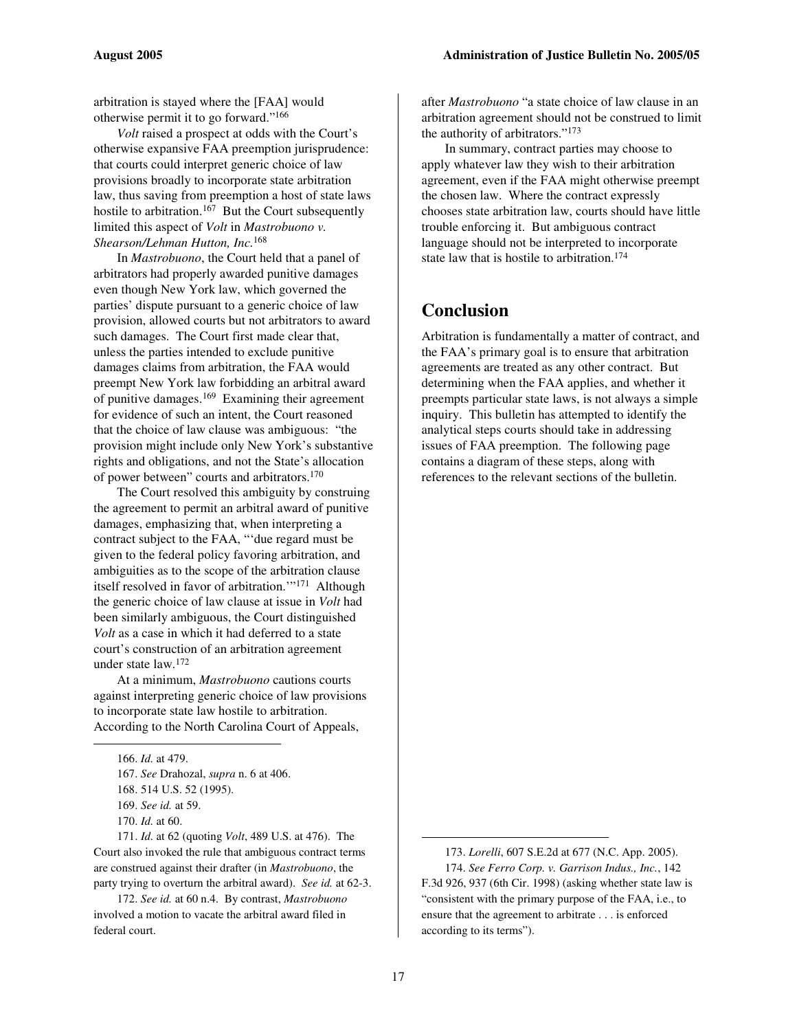arbitration is stayed where the [FAA] would otherwise permit it to go forward."[166]

*Volt* raised a prospect at odds with the Court's otherwise expansive FAA preemption jurisprudence: that courts could interpret generic choice of law provisions broadly to incorporate state arbitration law, thus saving from preemption a host of state laws hostile to arbitration.[167] But the Court subsequently limited this aspect of *Volt* in *Mastrobuono v. Shearson/Lehman Hutton, Inc.*[168]

In *Mastrobuono*, the Court held that a panel of arbitrators had properly awarded punitive damages even though New York law, which governed the parties' dispute pursuant to a generic choice of law provision, allowed courts but not arbitrators to award such damages. The Court first made clear that, unless the parties intended to exclude punitive damages claims from arbitration, the FAA would preempt New York law forbidding an arbitral award of punitive damages.[169] Examining their agreement for evidence of such an intent, the Court reasoned that the choice of law clause was ambiguous: "the provision might include only New York's substantive rights and obligations, and not the State's allocation of power between" courts and arbitrators.[170]

The Court resolved this ambiguity by construing the agreement to permit an arbitral award of punitive damages, emphasizing that, when interpreting a contract subject to the FAA, "'due regard must be given to the federal policy favoring arbitration, and ambiguities as to the scope of the arbitration clause itself resolved in favor of arbitration.'"[171] Although the generic choice of law clause at issue in *Volt* had been similarly ambiguous, the Court distinguished *Volt* as a case in which it had deferred to a state court's construction of an arbitration agreement under state law.[172]

At a minimum, *Mastrobuono* cautions courts against interpreting generic choice of law provisions to incorporate state law hostile to arbitration. According to the North Carolina Court of Appeals, after *Mastrobuono* "a state choice of law clause in an arbitration agreement should not be construed to limit the authority of arbitrators."[173]

In summary, contract parties may choose to apply whatever law they wish to their arbitration agreement, even if the FAA might otherwise preempt the chosen law. Where the contract expressly chooses state arbitration law, courts should have little trouble enforcing it. But ambiguous contract language should not be interpreted to incorporate state law that is hostile to arbitration.[174]

## Conclusion

Arbitration is fundamentally a matter of contract, and the FAA's primary goal is to ensure that arbitration agreements are treated as any other contract. But determining when the FAA applies, and whether it preempts particular state laws, is not always a simple inquiry. This bulletin has attempted to identify the analytical steps courts should take in addressing issues of FAA preemption. The following page contains a diagram of these steps, along with references to the relevant sections of the bulletin.

---

166. *Id.* at 479.

167. *See* Drahozal, *supra* n. 6 at 406.

168. 514 U.S. 52 (1995).

169. *See id.* at 59.

170. *Id.* at 60.

171. *Id.* at 62 (quoting *Volt*, 489 U.S. at 476). The Court also invoked the rule that ambiguous contract terms are construed against their drafter (in *Mastrobuono*, the party trying to overturn the arbitral award). *See id.* at 62-3.

172. *See id.* at 60 n.4. By contrast, *Mastrobuono* involved a motion to vacate the arbitral award filed in federal court.

173. *Lorelli*, 607 S.E.2d at 677 (N.C. App. 2005).

174. *See Ferro Corp. v. Garrison Indus., Inc.*, 142 F.3d 926, 937 (6th Cir. 1998) (asking whether state law is "consistent with the primary purpose of the FAA, i.e., to ensure that the agreement to arbitrate . . . is enforced according to its terms").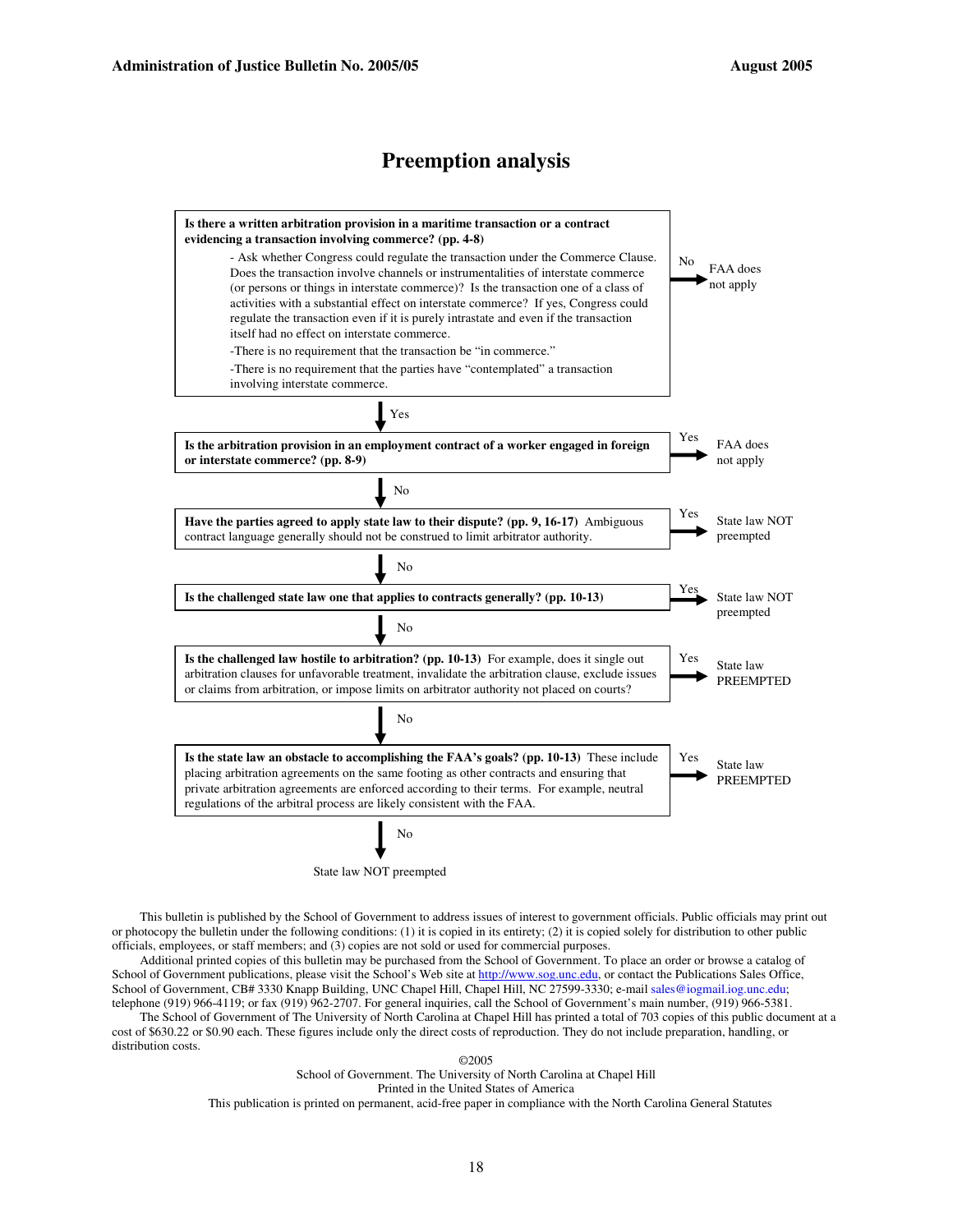# Preemption analysis

**Is there a written arbitration provision in a maritime transaction or a contract evidencing a transaction involving commerce? (pp. 4-8)**

- Ask whether Congress could regulate the transaction under the Commerce Clause. Does the transaction involve channels or instrumentalities of interstate commerce (or persons or things in interstate commerce)? Is the transaction one of a class of activities with a substantial effect on interstate commerce? If yes, Congress could regulate the transaction even if it is purely intrastate and even if the transaction itself had no effect on interstate commerce.
- There is no requirement that the transaction be "in commerce."
- There is no requirement that the parties have "contemplated" a transaction involving interstate commerce.

No → FAA does not apply

Yes ↓

**Is the arbitration provision in an employment contract of a worker engaged in foreign or interstate commerce? (pp. 8-9)**

Yes → FAA does not apply

No ↓

**Have the parties agreed to apply state law to their dispute? (pp. 9, 16-17)** Ambiguous contract language generally should not be construed to limit arbitrator authority.

Yes → State law NOT preempted

No ↓

**Is the challenged state law one that applies to contracts generally? (pp. 10-13)**

Yes → State law NOT preempted

No ↓

**Is the challenged law hostile to arbitration? (pp. 10-13)** For example, does it single out arbitration clauses for unfavorable treatment, invalidate the arbitration clause, exclude issues or claims from arbitration, or impose limits on arbitrator authority not placed on courts?

Yes → State law PREEMPTED

No ↓

**Is the state law an obstacle to accomplishing the FAA's goals? (pp. 10-13)** These include placing arbitration agreements on the same footing as other contracts and ensuring that private arbitration agreements are enforced according to their terms. For example, neutral regulations of the arbitral process are likely consistent with the FAA.

Yes → State law PREEMPTED

No ↓

State law NOT preempted

This bulletin is published by the School of Government to address issues of interest to government officials. Public officials may print out or photocopy the bulletin under the following conditions: (1) it is copied in its entirety; (2) it is copied solely for distribution to other public officials, employees, or staff members; and (3) copies are not sold or used for commercial purposes.

Additional printed copies of this bulletin may be purchased from the School of Government. To place an order or browse a catalog of School of Government publications, please visit the School's Web site at http://www.sog.unc.edu, or contact the Publications Sales Office, School of Government, CB# 3330 Knapp Building, UNC Chapel Hill, Chapel Hill, NC 27599-3330; e-mail sales@iogmail.iog.unc.edu; telephone (919) 966-4119; or fax (919) 962-2707. For general inquiries, call the School of Government's main number, (919) 966-5381.

The School of Government of The University of North Carolina at Chapel Hill has printed a total of 703 copies of this public document at a cost of $630.22 or $0.90 each. These figures include only the direct costs of reproduction. They do not include preparation, handling, or distribution costs.

©2005

School of Government. The University of North Carolina at Chapel Hill

Printed in the United States of America

This publication is printed on permanent, acid-free paper in compliance with the North Carolina General Statutes